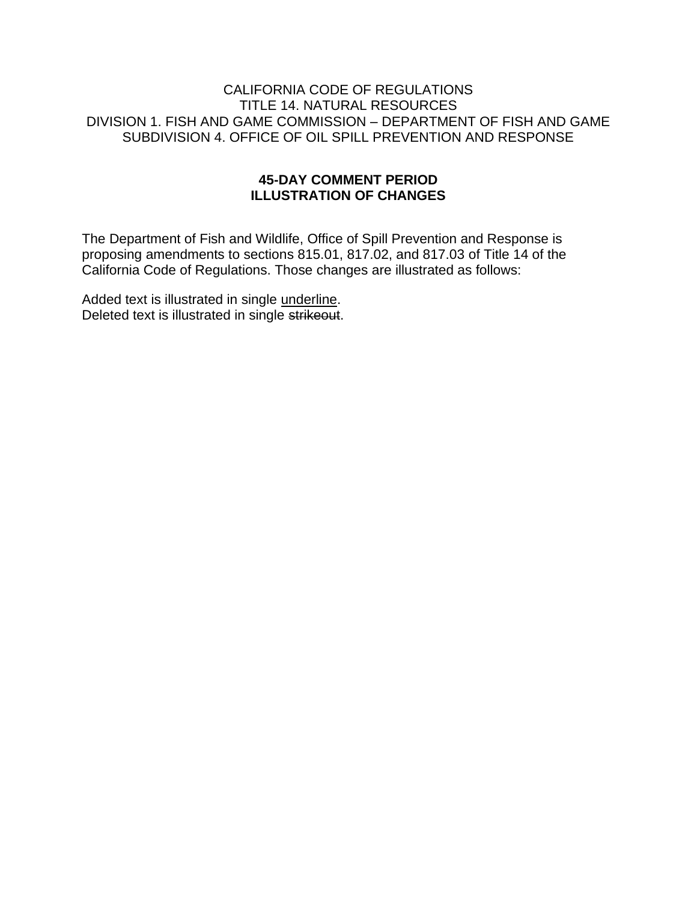CALIFORNIA CODE OF REGULATIONS
TITLE 14. NATURAL RESOURCES
DIVISION 1. FISH AND GAME COMMISSION – DEPARTMENT OF FISH AND GAME
SUBDIVISION 4. OFFICE OF OIL SPILL PREVENTION AND RESPONSE

**45-DAY COMMENT PERIOD**
**ILLUSTRATION OF CHANGES**

The Department of Fish and Wildlife, Office of Spill Prevention and Response is proposing amendments to sections 815.01, 817.02, and 817.03 of Title 14 of the California Code of Regulations. Those changes are illustrated as follows:

Added text is illustrated in single <u>underline</u>.
Deleted text is illustrated in single ~~strikeout~~.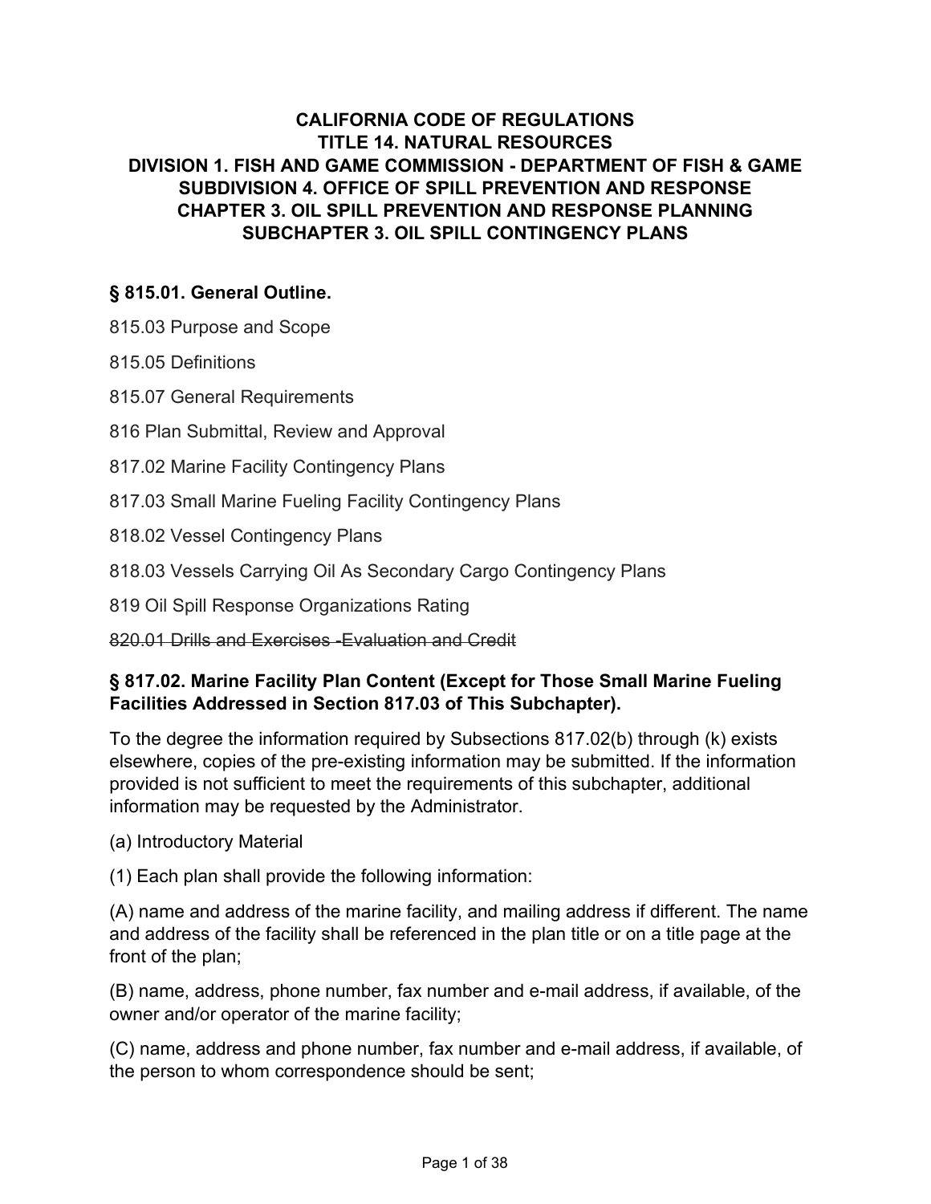# CALIFORNIA CODE OF REGULATIONS
# TITLE 14. NATURAL RESOURCES
# DIVISION 1. FISH AND GAME COMMISSION - DEPARTMENT OF FISH & GAME
# SUBDIVISION 4. OFFICE OF SPILL PREVENTION AND RESPONSE
# CHAPTER 3. OIL SPILL PREVENTION AND RESPONSE PLANNING
# SUBCHAPTER 3. OIL SPILL CONTINGENCY PLANS

## § 815.01. General Outline.

815.03 Purpose and Scope

815.05 Definitions

815.07 General Requirements

816 Plan Submittal, Review and Approval

817.02 Marine Facility Contingency Plans

817.03 Small Marine Fueling Facility Contingency Plans

818.02 Vessel Contingency Plans

818.03 Vessels Carrying Oil As Secondary Cargo Contingency Plans

819 Oil Spill Response Organizations Rating

~~820.01 Drills and Exercises -Evaluation and Credit~~

## § 817.02. Marine Facility Plan Content (Except for Those Small Marine Fueling Facilities Addressed in Section 817.03 of This Subchapter).

To the degree the information required by Subsections 817.02(b) through (k) exists elsewhere, copies of the pre-existing information may be submitted. If the information provided is not sufficient to meet the requirements of this subchapter, additional information may be requested by the Administrator.

(a) Introductory Material

(1) Each plan shall provide the following information:

(A) name and address of the marine facility, and mailing address if different. The name and address of the facility shall be referenced in the plan title or on a title page at the front of the plan;

(B) name, address, phone number, fax number and e-mail address, if available, of the owner and/or operator of the marine facility;

(C) name, address and phone number, fax number and e-mail address, if available, of the person to whom correspondence should be sent;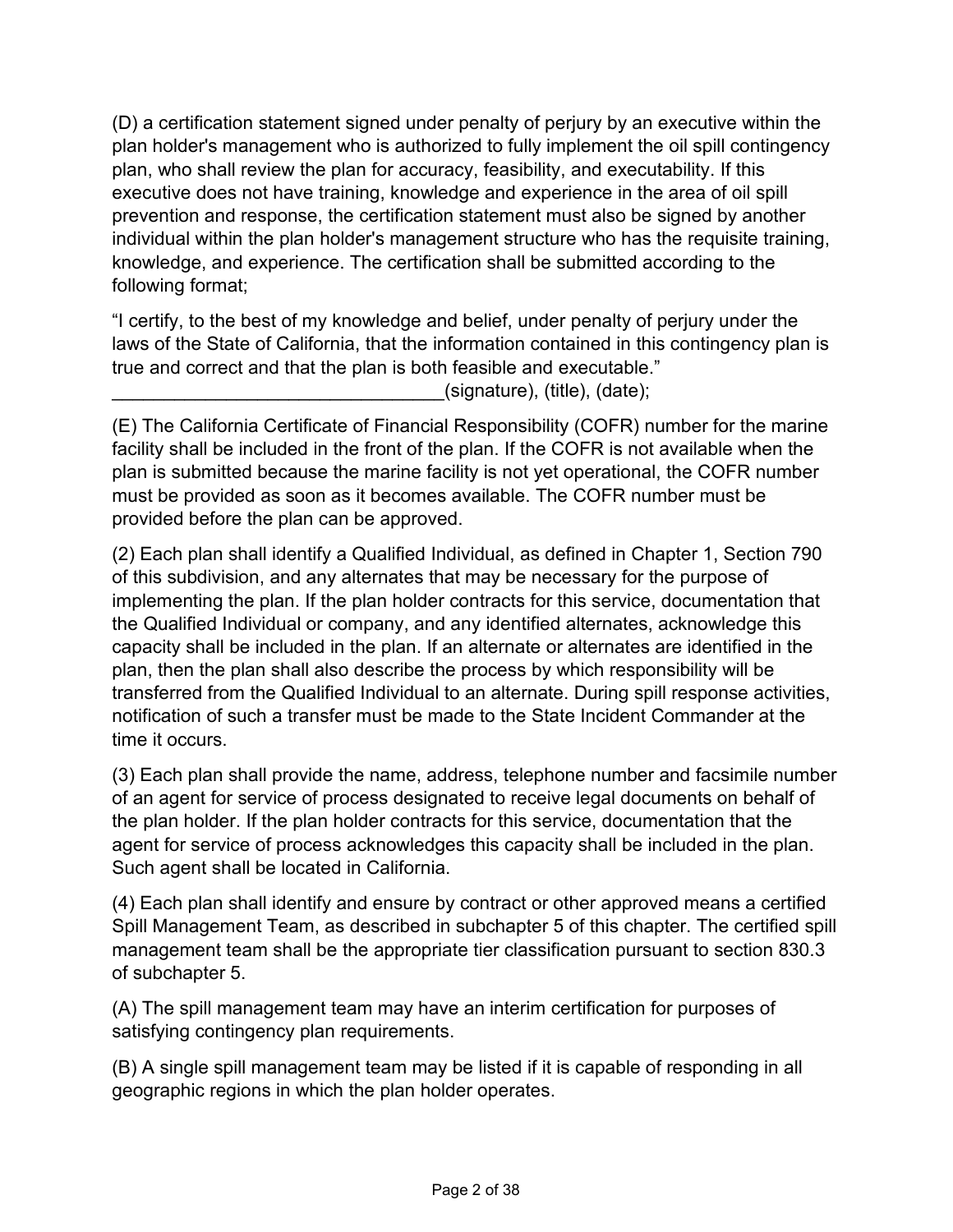(D) a certification statement signed under penalty of perjury by an executive within the plan holder's management who is authorized to fully implement the oil spill contingency plan, who shall review the plan for accuracy, feasibility, and executability. If this executive does not have training, knowledge and experience in the area of oil spill prevention and response, the certification statement must also be signed by another individual within the plan holder's management structure who has the requisite training, knowledge, and experience. The certification shall be submitted according to the following format;

"I certify, to the best of my knowledge and belief, under penalty of perjury under the laws of the State of California, that the information contained in this contingency plan is true and correct and that the plan is both feasible and executable."
________________________________(signature), (title), (date);

(E) The California Certificate of Financial Responsibility (COFR) number for the marine facility shall be included in the front of the plan. If the COFR is not available when the plan is submitted because the marine facility is not yet operational, the COFR number must be provided as soon as it becomes available. The COFR number must be provided before the plan can be approved.

(2) Each plan shall identify a Qualified Individual, as defined in Chapter 1, Section 790 of this subdivision, and any alternates that may be necessary for the purpose of implementing the plan. If the plan holder contracts for this service, documentation that the Qualified Individual or company, and any identified alternates, acknowledge this capacity shall be included in the plan. If an alternate or alternates are identified in the plan, then the plan shall also describe the process by which responsibility will be transferred from the Qualified Individual to an alternate. During spill response activities, notification of such a transfer must be made to the State Incident Commander at the time it occurs.

(3) Each plan shall provide the name, address, telephone number and facsimile number of an agent for service of process designated to receive legal documents on behalf of the plan holder. If the plan holder contracts for this service, documentation that the agent for service of process acknowledges this capacity shall be included in the plan. Such agent shall be located in California.

(4) Each plan shall identify and ensure by contract or other approved means a certified Spill Management Team, as described in subchapter 5 of this chapter. The certified spill management team shall be the appropriate tier classification pursuant to section 830.3 of subchapter 5.

(A) The spill management team may have an interim certification for purposes of satisfying contingency plan requirements.

(B) A single spill management team may be listed if it is capable of responding in all geographic regions in which the plan holder operates.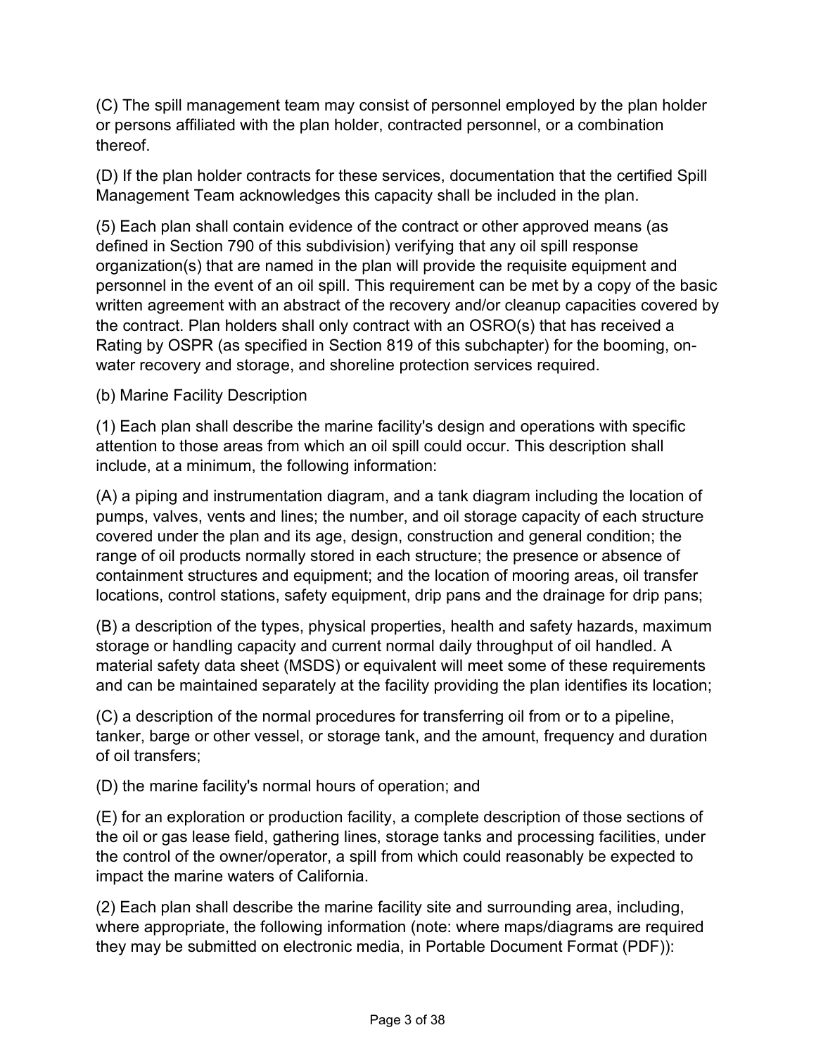(C) The spill management team may consist of personnel employed by the plan holder or persons affiliated with the plan holder, contracted personnel, or a combination thereof.

(D) If the plan holder contracts for these services, documentation that the certified Spill Management Team acknowledges this capacity shall be included in the plan.

(5) Each plan shall contain evidence of the contract or other approved means (as defined in Section 790 of this subdivision) verifying that any oil spill response organization(s) that are named in the plan will provide the requisite equipment and personnel in the event of an oil spill. This requirement can be met by a copy of the basic written agreement with an abstract of the recovery and/or cleanup capacities covered by the contract. Plan holders shall only contract with an OSRO(s) that has received a Rating by OSPR (as specified in Section 819 of this subchapter) for the booming, on-water recovery and storage, and shoreline protection services required.

(b) Marine Facility Description

(1) Each plan shall describe the marine facility's design and operations with specific attention to those areas from which an oil spill could occur. This description shall include, at a minimum, the following information:

(A) a piping and instrumentation diagram, and a tank diagram including the location of pumps, valves, vents and lines; the number, and oil storage capacity of each structure covered under the plan and its age, design, construction and general condition; the range of oil products normally stored in each structure; the presence or absence of containment structures and equipment; and the location of mooring areas, oil transfer locations, control stations, safety equipment, drip pans and the drainage for drip pans;

(B) a description of the types, physical properties, health and safety hazards, maximum storage or handling capacity and current normal daily throughput of oil handled. A material safety data sheet (MSDS) or equivalent will meet some of these requirements and can be maintained separately at the facility providing the plan identifies its location;

(C) a description of the normal procedures for transferring oil from or to a pipeline, tanker, barge or other vessel, or storage tank, and the amount, frequency and duration of oil transfers;

(D) the marine facility's normal hours of operation; and

(E) for an exploration or production facility, a complete description of those sections of the oil or gas lease field, gathering lines, storage tanks and processing facilities, under the control of the owner/operator, a spill from which could reasonably be expected to impact the marine waters of California.

(2) Each plan shall describe the marine facility site and surrounding area, including, where appropriate, the following information (note: where maps/diagrams are required they may be submitted on electronic media, in Portable Document Format (PDF)):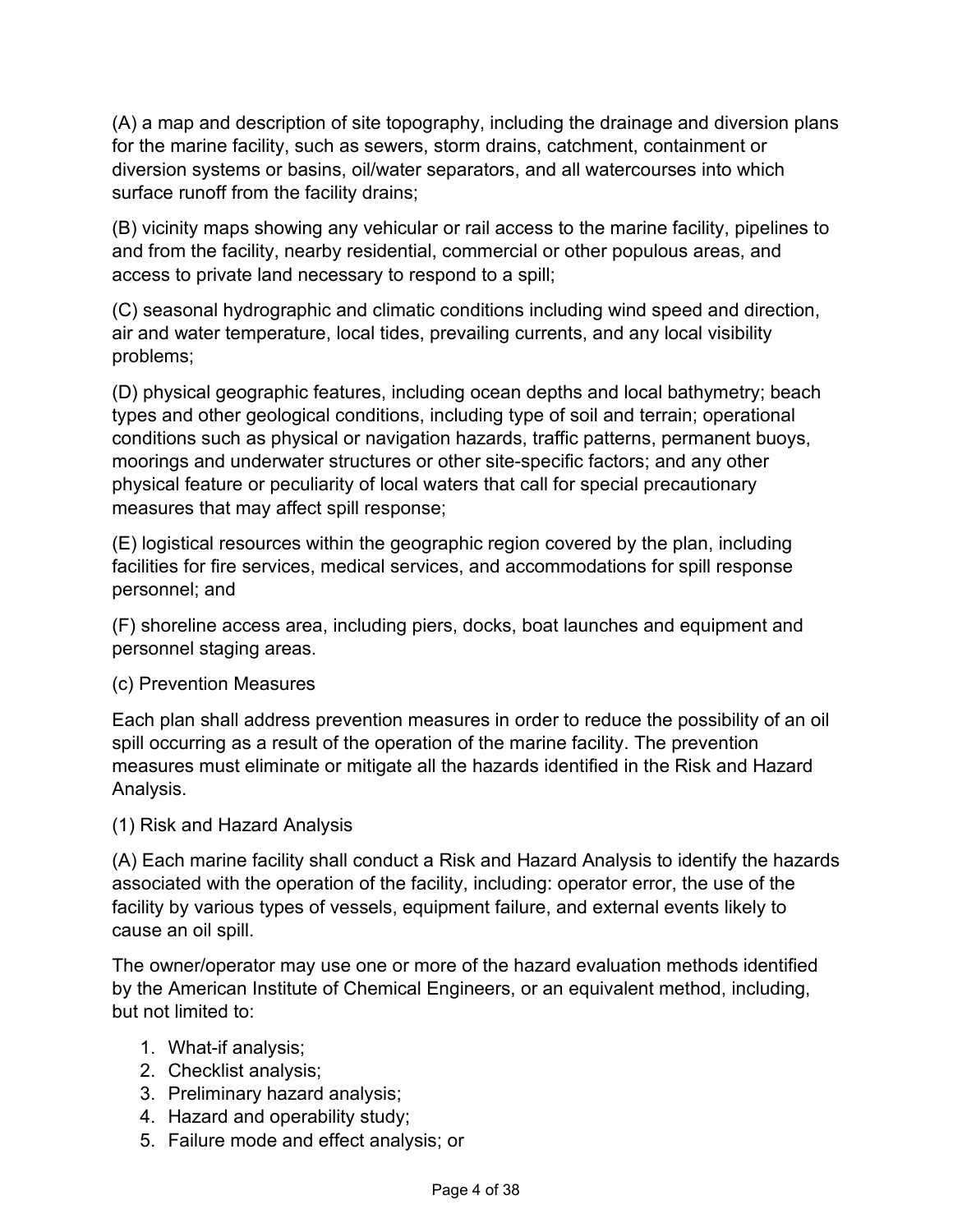(A) a map and description of site topography, including the drainage and diversion plans for the marine facility, such as sewers, storm drains, catchment, containment or diversion systems or basins, oil/water separators, and all watercourses into which surface runoff from the facility drains;

(B) vicinity maps showing any vehicular or rail access to the marine facility, pipelines to and from the facility, nearby residential, commercial or other populous areas, and access to private land necessary to respond to a spill;

(C) seasonal hydrographic and climatic conditions including wind speed and direction, air and water temperature, local tides, prevailing currents, and any local visibility problems;

(D) physical geographic features, including ocean depths and local bathymetry; beach types and other geological conditions, including type of soil and terrain; operational conditions such as physical or navigation hazards, traffic patterns, permanent buoys, moorings and underwater structures or other site-specific factors; and any other physical feature or peculiarity of local waters that call for special precautionary measures that may affect spill response;

(E) logistical resources within the geographic region covered by the plan, including facilities for fire services, medical services, and accommodations for spill response personnel; and

(F) shoreline access area, including piers, docks, boat launches and equipment and personnel staging areas.

(c) Prevention Measures

Each plan shall address prevention measures in order to reduce the possibility of an oil spill occurring as a result of the operation of the marine facility. The prevention measures must eliminate or mitigate all the hazards identified in the Risk and Hazard Analysis.

(1) Risk and Hazard Analysis

(A) Each marine facility shall conduct a Risk and Hazard Analysis to identify the hazards associated with the operation of the facility, including: operator error, the use of the facility by various types of vessels, equipment failure, and external events likely to cause an oil spill.

The owner/operator may use one or more of the hazard evaluation methods identified by the American Institute of Chemical Engineers, or an equivalent method, including, but not limited to:

1. What-if analysis;
2. Checklist analysis;
3. Preliminary hazard analysis;
4. Hazard and operability study;
5. Failure mode and effect analysis; or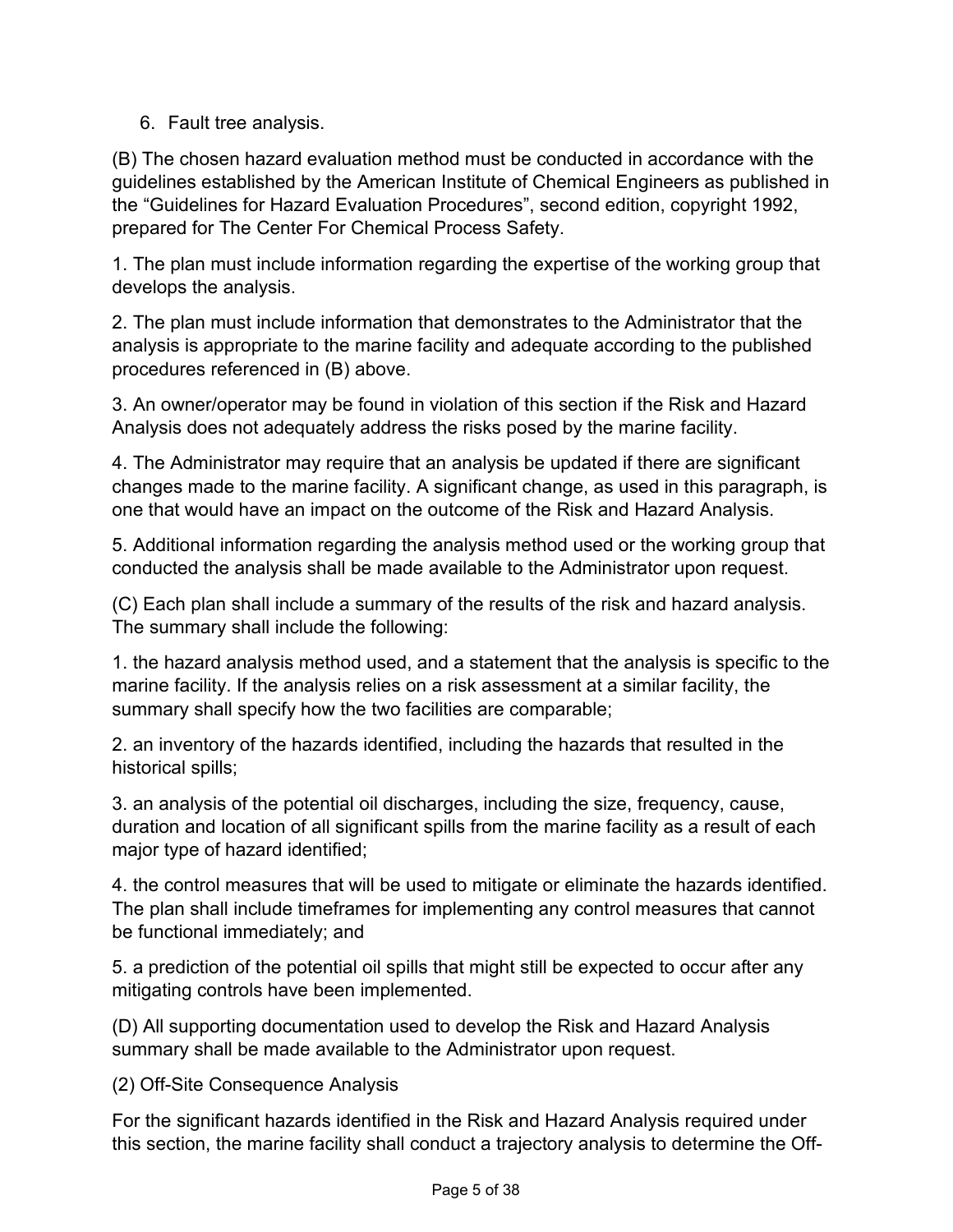6. Fault tree analysis.

(B) The chosen hazard evaluation method must be conducted in accordance with the guidelines established by the American Institute of Chemical Engineers as published in the “Guidelines for Hazard Evaluation Procedures”, second edition, copyright 1992, prepared for The Center For Chemical Process Safety.

1. The plan must include information regarding the expertise of the working group that develops the analysis.

2. The plan must include information that demonstrates to the Administrator that the analysis is appropriate to the marine facility and adequate according to the published procedures referenced in (B) above.

3. An owner/operator may be found in violation of this section if the Risk and Hazard Analysis does not adequately address the risks posed by the marine facility.

4. The Administrator may require that an analysis be updated if there are significant changes made to the marine facility. A significant change, as used in this paragraph, is one that would have an impact on the outcome of the Risk and Hazard Analysis.

5. Additional information regarding the analysis method used or the working group that conducted the analysis shall be made available to the Administrator upon request.

(C) Each plan shall include a summary of the results of the risk and hazard analysis. The summary shall include the following:

1. the hazard analysis method used, and a statement that the analysis is specific to the marine facility. If the analysis relies on a risk assessment at a similar facility, the summary shall specify how the two facilities are comparable;

2. an inventory of the hazards identified, including the hazards that resulted in the historical spills;

3. an analysis of the potential oil discharges, including the size, frequency, cause, duration and location of all significant spills from the marine facility as a result of each major type of hazard identified;

4. the control measures that will be used to mitigate or eliminate the hazards identified. The plan shall include timeframes for implementing any control measures that cannot be functional immediately; and

5. a prediction of the potential oil spills that might still be expected to occur after any mitigating controls have been implemented.

(D) All supporting documentation used to develop the Risk and Hazard Analysis summary shall be made available to the Administrator upon request.

(2) Off-Site Consequence Analysis

For the significant hazards identified in the Risk and Hazard Analysis required under this section, the marine facility shall conduct a trajectory analysis to determine the Off-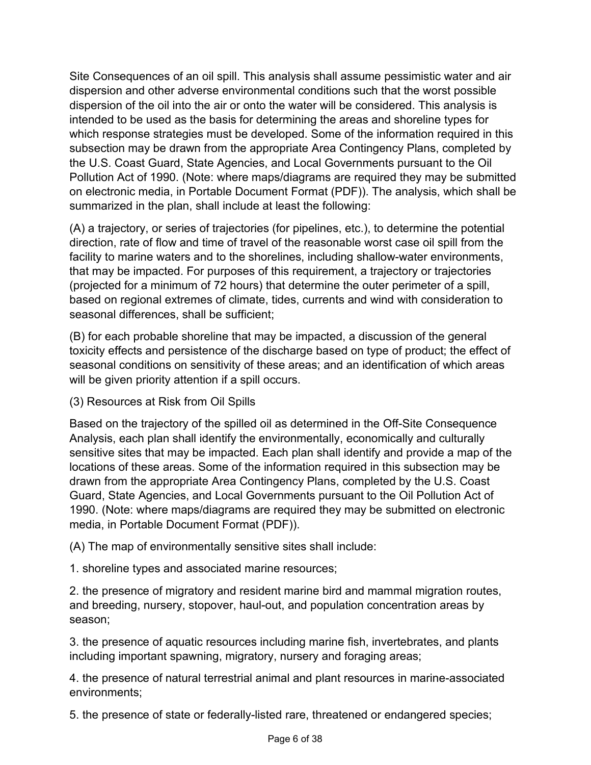Site Consequences of an oil spill. This analysis shall assume pessimistic water and air dispersion and other adverse environmental conditions such that the worst possible dispersion of the oil into the air or onto the water will be considered. This analysis is intended to be used as the basis for determining the areas and shoreline types for which response strategies must be developed. Some of the information required in this subsection may be drawn from the appropriate Area Contingency Plans, completed by the U.S. Coast Guard, State Agencies, and Local Governments pursuant to the Oil Pollution Act of 1990. (Note: where maps/diagrams are required they may be submitted on electronic media, in Portable Document Format (PDF)). The analysis, which shall be summarized in the plan, shall include at least the following:

(A) a trajectory, or series of trajectories (for pipelines, etc.), to determine the potential direction, rate of flow and time of travel of the reasonable worst case oil spill from the facility to marine waters and to the shorelines, including shallow-water environments, that may be impacted. For purposes of this requirement, a trajectory or trajectories (projected for a minimum of 72 hours) that determine the outer perimeter of a spill, based on regional extremes of climate, tides, currents and wind with consideration to seasonal differences, shall be sufficient;

(B) for each probable shoreline that may be impacted, a discussion of the general toxicity effects and persistence of the discharge based on type of product; the effect of seasonal conditions on sensitivity of these areas; and an identification of which areas will be given priority attention if a spill occurs.

(3) Resources at Risk from Oil Spills

Based on the trajectory of the spilled oil as determined in the Off-Site Consequence Analysis, each plan shall identify the environmentally, economically and culturally sensitive sites that may be impacted. Each plan shall identify and provide a map of the locations of these areas. Some of the information required in this subsection may be drawn from the appropriate Area Contingency Plans, completed by the U.S. Coast Guard, State Agencies, and Local Governments pursuant to the Oil Pollution Act of 1990. (Note: where maps/diagrams are required they may be submitted on electronic media, in Portable Document Format (PDF)).

(A) The map of environmentally sensitive sites shall include:

1. shoreline types and associated marine resources;

2. the presence of migratory and resident marine bird and mammal migration routes, and breeding, nursery, stopover, haul-out, and population concentration areas by season;

3. the presence of aquatic resources including marine fish, invertebrates, and plants including important spawning, migratory, nursery and foraging areas;

4. the presence of natural terrestrial animal and plant resources in marine-associated environments;

5. the presence of state or federally-listed rare, threatened or endangered species;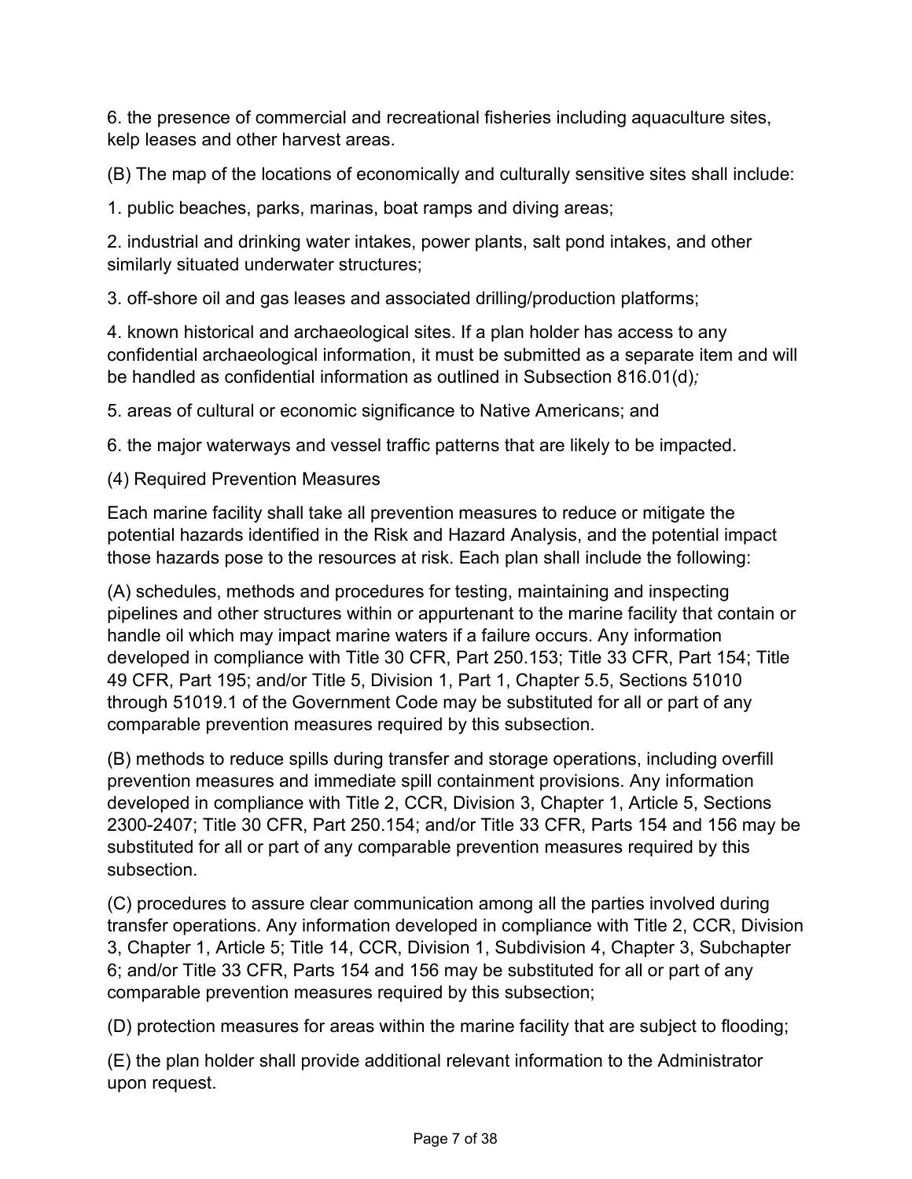6. the presence of commercial and recreational fisheries including aquaculture sites, kelp leases and other harvest areas.

(B) The map of the locations of economically and culturally sensitive sites shall include:

1. public beaches, parks, marinas, boat ramps and diving areas;

2. industrial and drinking water intakes, power plants, salt pond intakes, and other similarly situated underwater structures;

3. off-shore oil and gas leases and associated drilling/production platforms;

4. known historical and archaeological sites. If a plan holder has access to any confidential archaeological information, it must be submitted as a separate item and will be handled as confidential information as outlined in Subsection 816.01(d)*;*

5. areas of cultural or economic significance to Native Americans; and

6. the major waterways and vessel traffic patterns that are likely to be impacted.

(4) Required Prevention Measures

Each marine facility shall take all prevention measures to reduce or mitigate the potential hazards identified in the Risk and Hazard Analysis, and the potential impact those hazards pose to the resources at risk. Each plan shall include the following:

(A) schedules, methods and procedures for testing, maintaining and inspecting pipelines and other structures within or appurtenant to the marine facility that contain or handle oil which may impact marine waters if a failure occurs. Any information developed in compliance with Title 30 CFR, Part 250.153; Title 33 CFR, Part 154; Title 49 CFR, Part 195; and/or Title 5, Division 1, Part 1, Chapter 5.5, Sections 51010 through 51019.1 of the Government Code may be substituted for all or part of any comparable prevention measures required by this subsection.

(B) methods to reduce spills during transfer and storage operations, including overfill prevention measures and immediate spill containment provisions. Any information developed in compliance with Title 2, CCR, Division 3, Chapter 1, Article 5, Sections 2300-2407; Title 30 CFR, Part 250.154; and/or Title 33 CFR, Parts 154 and 156 may be substituted for all or part of any comparable prevention measures required by this subsection.

(C) procedures to assure clear communication among all the parties involved during transfer operations. Any information developed in compliance with Title 2, CCR, Division 3, Chapter 1, Article 5; Title 14, CCR, Division 1, Subdivision 4, Chapter 3, Subchapter 6; and/or Title 33 CFR, Parts 154 and 156 may be substituted for all or part of any comparable prevention measures required by this subsection;

(D) protection measures for areas within the marine facility that are subject to flooding;

(E) the plan holder shall provide additional relevant information to the Administrator upon request.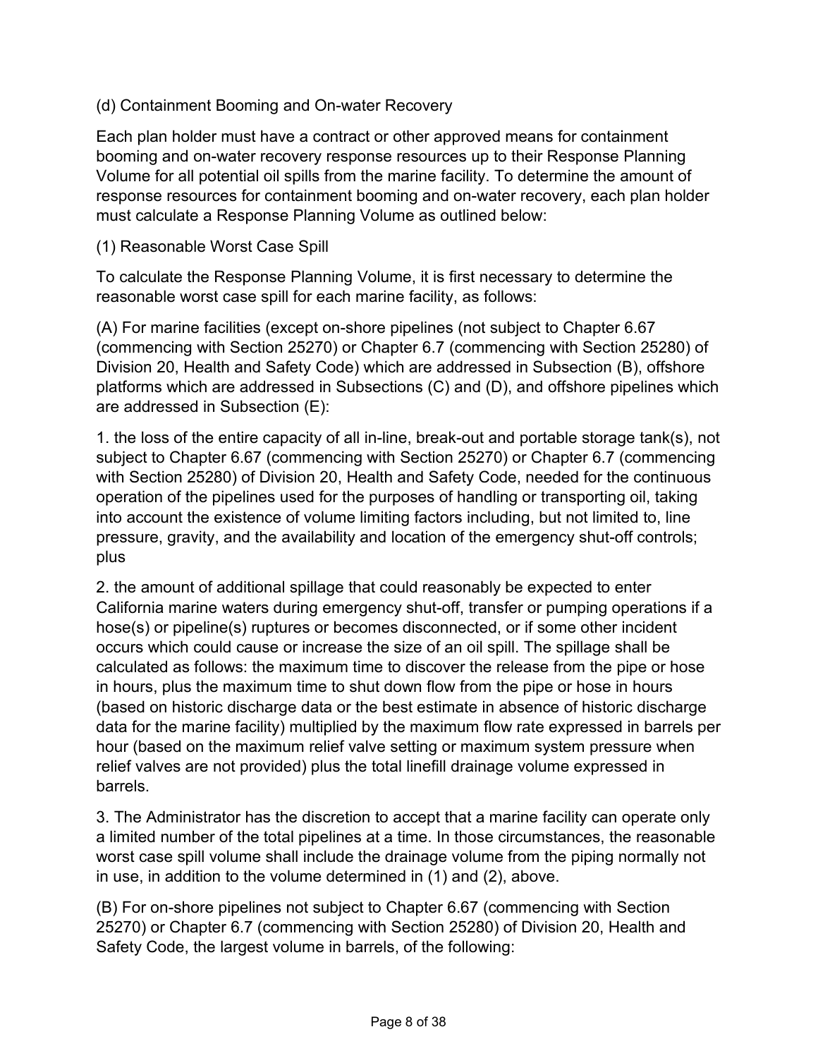(d) Containment Booming and On-water Recovery

Each plan holder must have a contract or other approved means for containment booming and on-water recovery response resources up to their Response Planning Volume for all potential oil spills from the marine facility. To determine the amount of response resources for containment booming and on-water recovery, each plan holder must calculate a Response Planning Volume as outlined below:

(1) Reasonable Worst Case Spill

To calculate the Response Planning Volume, it is first necessary to determine the reasonable worst case spill for each marine facility, as follows:

(A) For marine facilities (except on-shore pipelines (not subject to Chapter 6.67 (commencing with Section 25270) or Chapter 6.7 (commencing with Section 25280) of Division 20, Health and Safety Code) which are addressed in Subsection (B), offshore platforms which are addressed in Subsections (C) and (D), and offshore pipelines which are addressed in Subsection (E):

1. the loss of the entire capacity of all in-line, break-out and portable storage tank(s), not subject to Chapter 6.67 (commencing with Section 25270) or Chapter 6.7 (commencing with Section 25280) of Division 20, Health and Safety Code, needed for the continuous operation of the pipelines used for the purposes of handling or transporting oil, taking into account the existence of volume limiting factors including, but not limited to, line pressure, gravity, and the availability and location of the emergency shut-off controls; plus

2. the amount of additional spillage that could reasonably be expected to enter California marine waters during emergency shut-off, transfer or pumping operations if a hose(s) or pipeline(s) ruptures or becomes disconnected, or if some other incident occurs which could cause or increase the size of an oil spill. The spillage shall be calculated as follows: the maximum time to discover the release from the pipe or hose in hours, plus the maximum time to shut down flow from the pipe or hose in hours (based on historic discharge data or the best estimate in absence of historic discharge data for the marine facility) multiplied by the maximum flow rate expressed in barrels per hour (based on the maximum relief valve setting or maximum system pressure when relief valves are not provided) plus the total linefill drainage volume expressed in barrels.

3. The Administrator has the discretion to accept that a marine facility can operate only a limited number of the total pipelines at a time. In those circumstances, the reasonable worst case spill volume shall include the drainage volume from the piping normally not in use, in addition to the volume determined in (1) and (2), above.

(B) For on-shore pipelines not subject to Chapter 6.67 (commencing with Section 25270) or Chapter 6.7 (commencing with Section 25280) of Division 20, Health and Safety Code, the largest volume in barrels, of the following: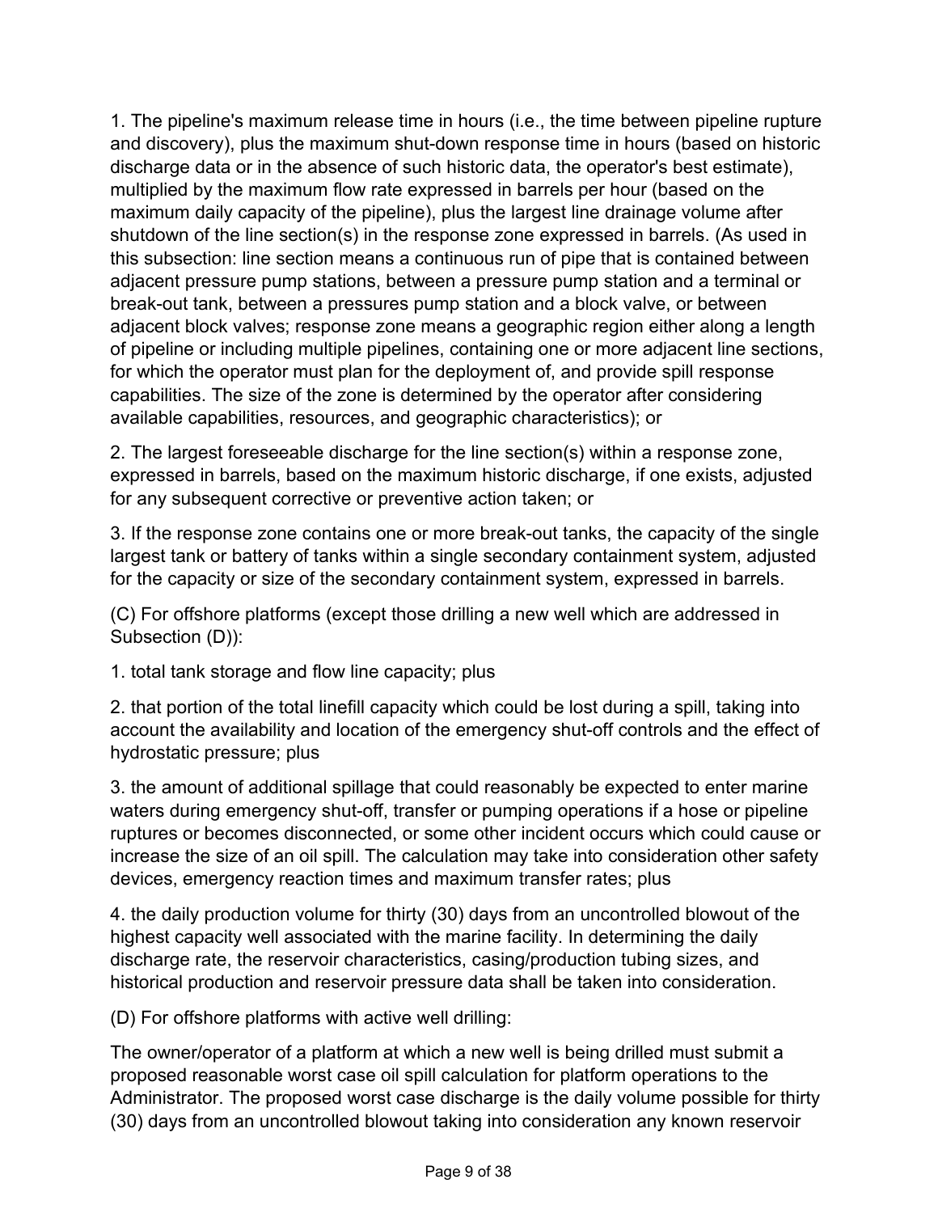1. The pipeline's maximum release time in hours (i.e., the time between pipeline rupture and discovery), plus the maximum shut-down response time in hours (based on historic discharge data or in the absence of such historic data, the operator's best estimate), multiplied by the maximum flow rate expressed in barrels per hour (based on the maximum daily capacity of the pipeline), plus the largest line drainage volume after shutdown of the line section(s) in the response zone expressed in barrels. (As used in this subsection: line section means a continuous run of pipe that is contained between adjacent pressure pump stations, between a pressure pump station and a terminal or break-out tank, between a pressures pump station and a block valve, or between adjacent block valves; response zone means a geographic region either along a length of pipeline or including multiple pipelines, containing one or more adjacent line sections, for which the operator must plan for the deployment of, and provide spill response capabilities. The size of the zone is determined by the operator after considering available capabilities, resources, and geographic characteristics); or

2. The largest foreseeable discharge for the line section(s) within a response zone, expressed in barrels, based on the maximum historic discharge, if one exists, adjusted for any subsequent corrective or preventive action taken; or

3. If the response zone contains one or more break-out tanks, the capacity of the single largest tank or battery of tanks within a single secondary containment system, adjusted for the capacity or size of the secondary containment system, expressed in barrels.

(C) For offshore platforms (except those drilling a new well which are addressed in Subsection (D)):

1. total tank storage and flow line capacity; plus

2. that portion of the total linefill capacity which could be lost during a spill, taking into account the availability and location of the emergency shut-off controls and the effect of hydrostatic pressure; plus

3. the amount of additional spillage that could reasonably be expected to enter marine waters during emergency shut-off, transfer or pumping operations if a hose or pipeline ruptures or becomes disconnected, or some other incident occurs which could cause or increase the size of an oil spill. The calculation may take into consideration other safety devices, emergency reaction times and maximum transfer rates; plus

4. the daily production volume for thirty (30) days from an uncontrolled blowout of the highest capacity well associated with the marine facility. In determining the daily discharge rate, the reservoir characteristics, casing/production tubing sizes, and historical production and reservoir pressure data shall be taken into consideration.

(D) For offshore platforms with active well drilling:

The owner/operator of a platform at which a new well is being drilled must submit a proposed reasonable worst case oil spill calculation for platform operations to the Administrator. The proposed worst case discharge is the daily volume possible for thirty (30) days from an uncontrolled blowout taking into consideration any known reservoir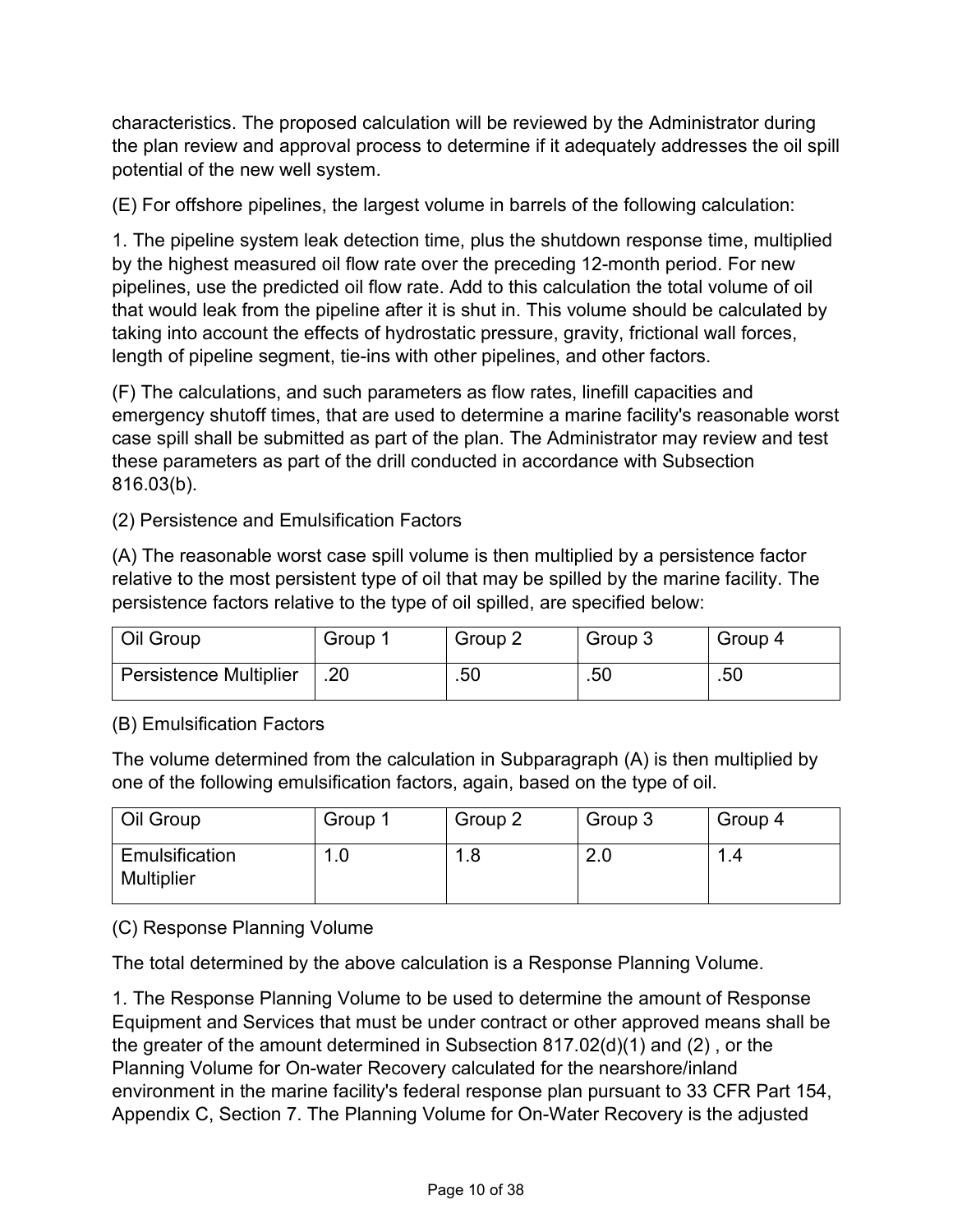characteristics. The proposed calculation will be reviewed by the Administrator during the plan review and approval process to determine if it adequately addresses the oil spill potential of the new well system.

(E) For offshore pipelines, the largest volume in barrels of the following calculation:

1. The pipeline system leak detection time, plus the shutdown response time, multiplied by the highest measured oil flow rate over the preceding 12-month period. For new pipelines, use the predicted oil flow rate. Add to this calculation the total volume of oil that would leak from the pipeline after it is shut in. This volume should be calculated by taking into account the effects of hydrostatic pressure, gravity, frictional wall forces, length of pipeline segment, tie-ins with other pipelines, and other factors.

(F) The calculations, and such parameters as flow rates, linefill capacities and emergency shutoff times, that are used to determine a marine facility's reasonable worst case spill shall be submitted as part of the plan. The Administrator may review and test these parameters as part of the drill conducted in accordance with Subsection 816.03(b).

(2) Persistence and Emulsification Factors

(A) The reasonable worst case spill volume is then multiplied by a persistence factor relative to the most persistent type of oil that may be spilled by the marine facility. The persistence factors relative to the type of oil spilled, are specified below:

| Oil Group | Group 1 | Group 2 | Group 3 | Group 4 |
|---|---|---|---|---|
| Persistence Multiplier | .20 | .50 | .50 | .50 |

(B) Emulsification Factors

The volume determined from the calculation in Subparagraph (A) is then multiplied by one of the following emulsification factors, again, based on the type of oil.

| Oil Group | Group 1 | Group 2 | Group 3 | Group 4 |
|---|---|---|---|---|
| Emulsification Multiplier | 1.0 | 1.8 | 2.0 | 1.4 |

(C) Response Planning Volume

The total determined by the above calculation is a Response Planning Volume.

1. The Response Planning Volume to be used to determine the amount of Response Equipment and Services that must be under contract or other approved means shall be the greater of the amount determined in Subsection 817.02(d)(1) and (2) , or the Planning Volume for On-water Recovery calculated for the nearshore/inland environment in the marine facility's federal response plan pursuant to 33 CFR Part 154, Appendix C, Section 7. The Planning Volume for On-Water Recovery is the adjusted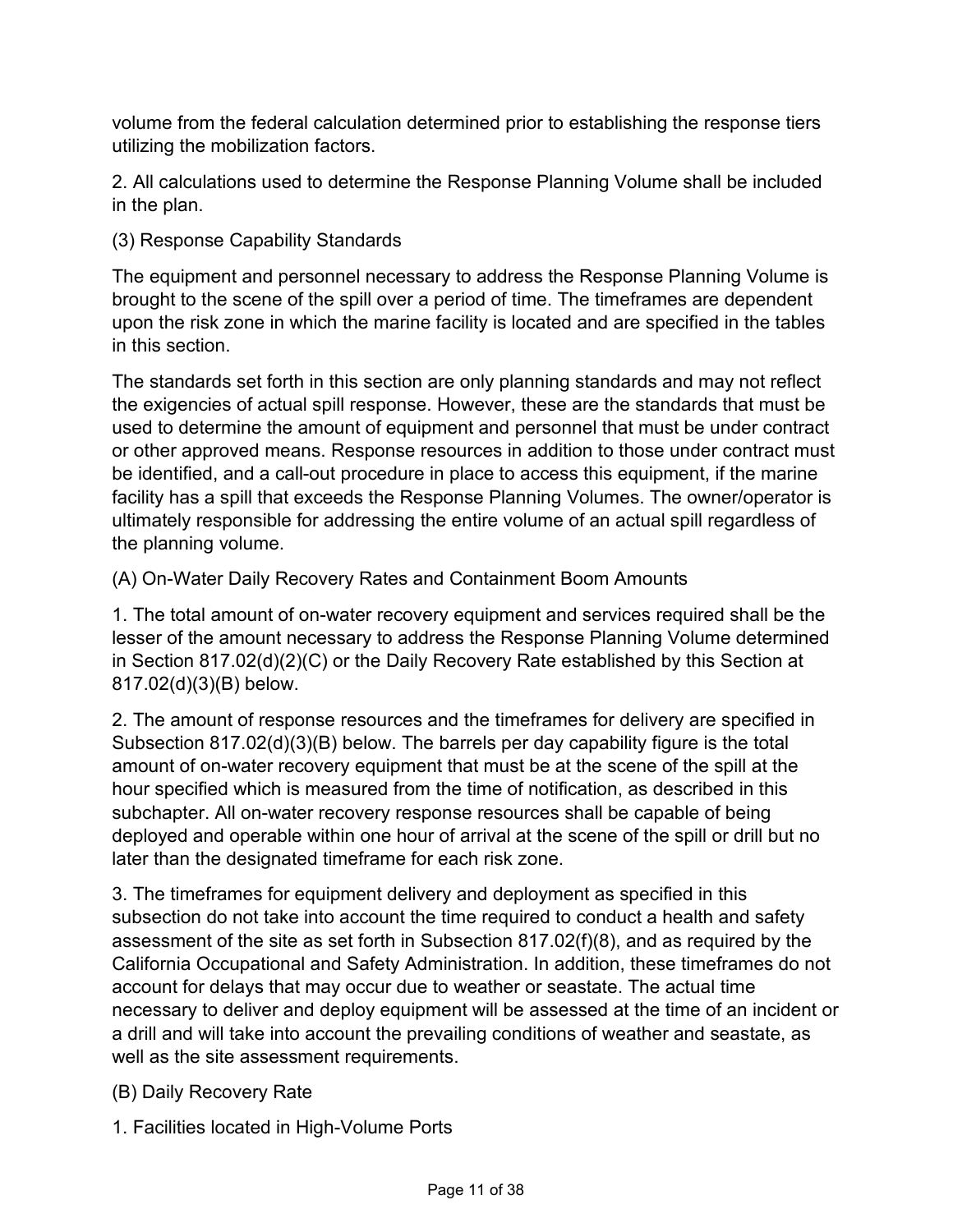volume from the federal calculation determined prior to establishing the response tiers utilizing the mobilization factors.

2. All calculations used to determine the Response Planning Volume shall be included in the plan.

(3) Response Capability Standards

The equipment and personnel necessary to address the Response Planning Volume is brought to the scene of the spill over a period of time. The timeframes are dependent upon the risk zone in which the marine facility is located and are specified in the tables in this section.

The standards set forth in this section are only planning standards and may not reflect the exigencies of actual spill response. However, these are the standards that must be used to determine the amount of equipment and personnel that must be under contract or other approved means. Response resources in addition to those under contract must be identified, and a call-out procedure in place to access this equipment, if the marine facility has a spill that exceeds the Response Planning Volumes. The owner/operator is ultimately responsible for addressing the entire volume of an actual spill regardless of the planning volume.

(A) On-Water Daily Recovery Rates and Containment Boom Amounts

1. The total amount of on-water recovery equipment and services required shall be the lesser of the amount necessary to address the Response Planning Volume determined in Section 817.02(d)(2)(C) or the Daily Recovery Rate established by this Section at 817.02(d)(3)(B) below.

2. The amount of response resources and the timeframes for delivery are specified in Subsection 817.02(d)(3)(B) below. The barrels per day capability figure is the total amount of on-water recovery equipment that must be at the scene of the spill at the hour specified which is measured from the time of notification, as described in this subchapter. All on-water recovery response resources shall be capable of being deployed and operable within one hour of arrival at the scene of the spill or drill but no later than the designated timeframe for each risk zone.

3. The timeframes for equipment delivery and deployment as specified in this subsection do not take into account the time required to conduct a health and safety assessment of the site as set forth in Subsection 817.02(f)(8), and as required by the California Occupational and Safety Administration. In addition, these timeframes do not account for delays that may occur due to weather or seastate. The actual time necessary to deliver and deploy equipment will be assessed at the time of an incident or a drill and will take into account the prevailing conditions of weather and seastate, as well as the site assessment requirements.

(B) Daily Recovery Rate

1. Facilities located in High-Volume Ports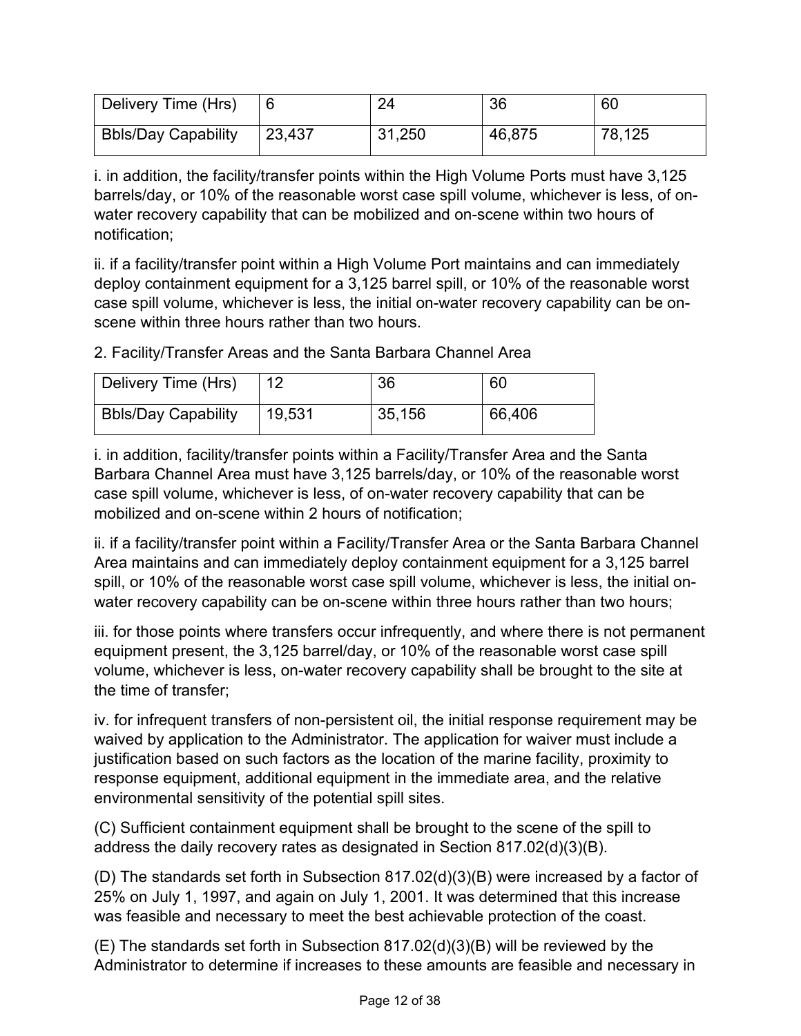| Delivery Time (Hrs) | 6 | 24 | 36 | 60 |
|---|---|---|---|---|
| Bbls/Day Capability | 23,437 | 31,250 | 46,875 | 78,125 |

i. in addition, the facility/transfer points within the High Volume Ports must have 3,125 barrels/day, or 10% of the reasonable worst case spill volume, whichever is less, of on-water recovery capability that can be mobilized and on-scene within two hours of notification;

ii. if a facility/transfer point within a High Volume Port maintains and can immediately deploy containment equipment for a 3,125 barrel spill, or 10% of the reasonable worst case spill volume, whichever is less, the initial on-water recovery capability can be on-scene within three hours rather than two hours.

2. Facility/Transfer Areas and the Santa Barbara Channel Area

| Delivery Time (Hrs) | 12 | 36 | 60 |
|---|---|---|---|
| Bbls/Day Capability | 19,531 | 35,156 | 66,406 |

i. in addition, facility/transfer points within a Facility/Transfer Area and the Santa Barbara Channel Area must have 3,125 barrels/day, or 10% of the reasonable worst case spill volume, whichever is less, of on-water recovery capability that can be mobilized and on-scene within 2 hours of notification;

ii. if a facility/transfer point within a Facility/Transfer Area or the Santa Barbara Channel Area maintains and can immediately deploy containment equipment for a 3,125 barrel spill, or 10% of the reasonable worst case spill volume, whichever is less, the initial on-water recovery capability can be on-scene within three hours rather than two hours;

iii. for those points where transfers occur infrequently, and where there is not permanent equipment present, the 3,125 barrel/day, or 10% of the reasonable worst case spill volume, whichever is less, on-water recovery capability shall be brought to the site at the time of transfer;

iv. for infrequent transfers of non-persistent oil, the initial response requirement may be waived by application to the Administrator. The application for waiver must include a justification based on such factors as the location of the marine facility, proximity to response equipment, additional equipment in the immediate area, and the relative environmental sensitivity of the potential spill sites.

(C) Sufficient containment equipment shall be brought to the scene of the spill to address the daily recovery rates as designated in Section 817.02(d)(3)(B).

(D) The standards set forth in Subsection 817.02(d)(3)(B) were increased by a factor of 25% on July 1, 1997, and again on July 1, 2001. It was determined that this increase was feasible and necessary to meet the best achievable protection of the coast.

(E) The standards set forth in Subsection 817.02(d)(3)(B) will be reviewed by the Administrator to determine if increases to these amounts are feasible and necessary in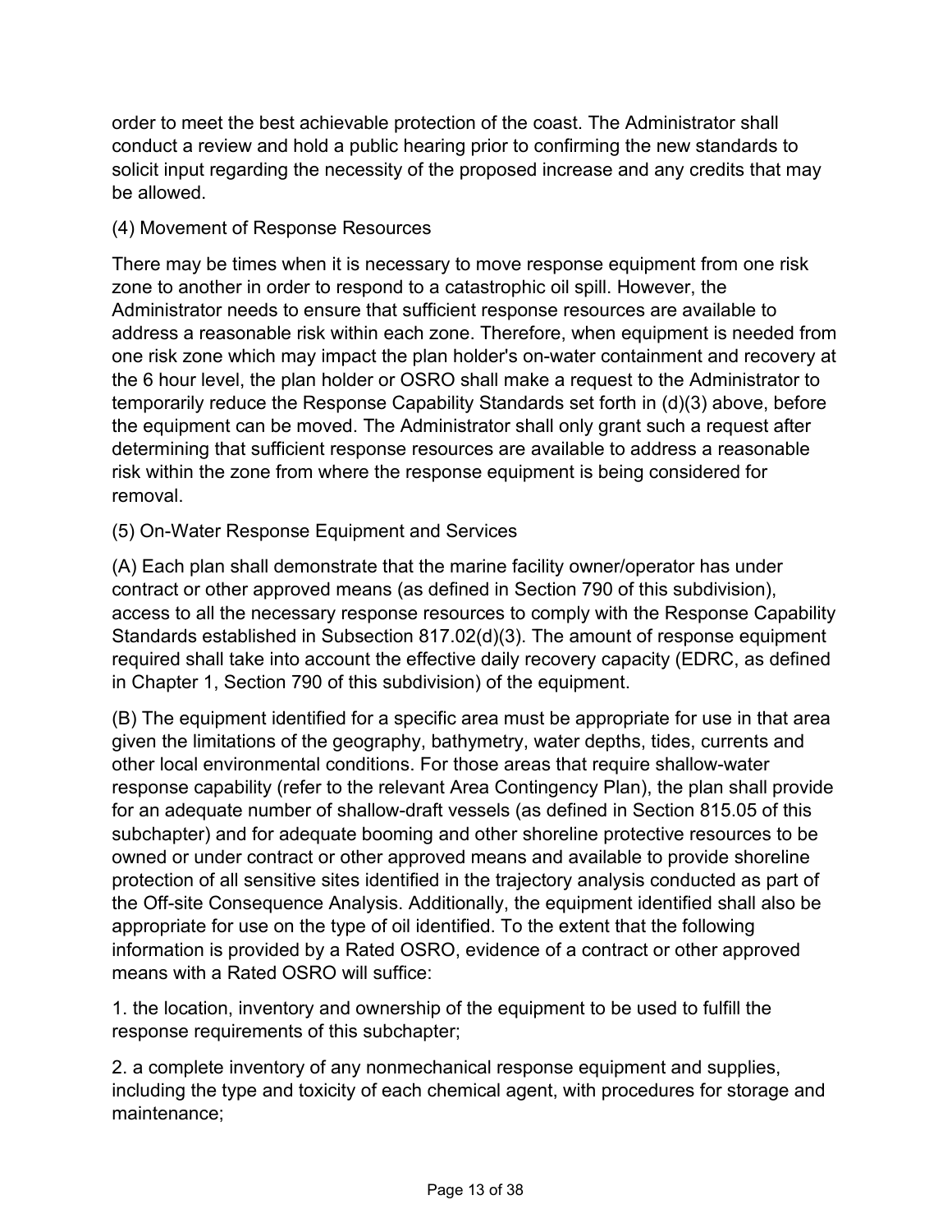order to meet the best achievable protection of the coast. The Administrator shall conduct a review and hold a public hearing prior to confirming the new standards to solicit input regarding the necessity of the proposed increase and any credits that may be allowed.

(4) Movement of Response Resources

There may be times when it is necessary to move response equipment from one risk zone to another in order to respond to a catastrophic oil spill. However, the Administrator needs to ensure that sufficient response resources are available to address a reasonable risk within each zone. Therefore, when equipment is needed from one risk zone which may impact the plan holder's on-water containment and recovery at the 6 hour level, the plan holder or OSRO shall make a request to the Administrator to temporarily reduce the Response Capability Standards set forth in (d)(3) above, before the equipment can be moved. The Administrator shall only grant such a request after determining that sufficient response resources are available to address a reasonable risk within the zone from where the response equipment is being considered for removal.

(5) On-Water Response Equipment and Services

(A) Each plan shall demonstrate that the marine facility owner/operator has under contract or other approved means (as defined in Section 790 of this subdivision), access to all the necessary response resources to comply with the Response Capability Standards established in Subsection 817.02(d)(3). The amount of response equipment required shall take into account the effective daily recovery capacity (EDRC, as defined in Chapter 1, Section 790 of this subdivision) of the equipment.

(B) The equipment identified for a specific area must be appropriate for use in that area given the limitations of the geography, bathymetry, water depths, tides, currents and other local environmental conditions. For those areas that require shallow-water response capability (refer to the relevant Area Contingency Plan), the plan shall provide for an adequate number of shallow-draft vessels (as defined in Section 815.05 of this subchapter) and for adequate booming and other shoreline protective resources to be owned or under contract or other approved means and available to provide shoreline protection of all sensitive sites identified in the trajectory analysis conducted as part of the Off-site Consequence Analysis. Additionally, the equipment identified shall also be appropriate for use on the type of oil identified. To the extent that the following information is provided by a Rated OSRO, evidence of a contract or other approved means with a Rated OSRO will suffice:

1. the location, inventory and ownership of the equipment to be used to fulfill the response requirements of this subchapter;

2. a complete inventory of any nonmechanical response equipment and supplies, including the type and toxicity of each chemical agent, with procedures for storage and maintenance;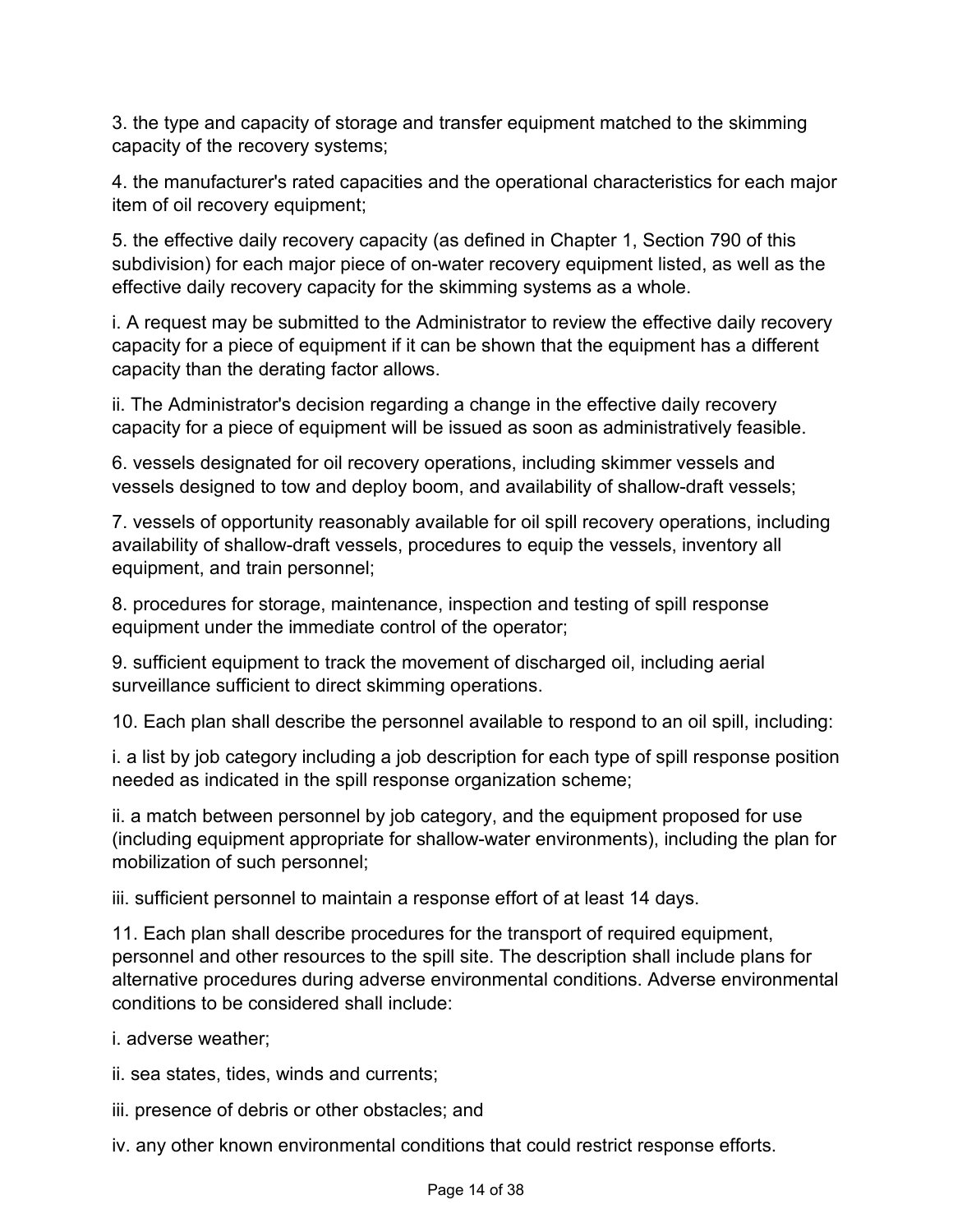3. the type and capacity of storage and transfer equipment matched to the skimming capacity of the recovery systems;

4. the manufacturer's rated capacities and the operational characteristics for each major item of oil recovery equipment;

5. the effective daily recovery capacity (as defined in Chapter 1, Section 790 of this subdivision) for each major piece of on-water recovery equipment listed, as well as the effective daily recovery capacity for the skimming systems as a whole.

i. A request may be submitted to the Administrator to review the effective daily recovery capacity for a piece of equipment if it can be shown that the equipment has a different capacity than the derating factor allows.

ii. The Administrator's decision regarding a change in the effective daily recovery capacity for a piece of equipment will be issued as soon as administratively feasible.

6. vessels designated for oil recovery operations, including skimmer vessels and vessels designed to tow and deploy boom, and availability of shallow-draft vessels;

7. vessels of opportunity reasonably available for oil spill recovery operations, including availability of shallow-draft vessels, procedures to equip the vessels, inventory all equipment, and train personnel;

8. procedures for storage, maintenance, inspection and testing of spill response equipment under the immediate control of the operator;

9. sufficient equipment to track the movement of discharged oil, including aerial surveillance sufficient to direct skimming operations.

10. Each plan shall describe the personnel available to respond to an oil spill, including:

i. a list by job category including a job description for each type of spill response position needed as indicated in the spill response organization scheme;

ii. a match between personnel by job category, and the equipment proposed for use (including equipment appropriate for shallow-water environments), including the plan for mobilization of such personnel;

iii. sufficient personnel to maintain a response effort of at least 14 days.

11. Each plan shall describe procedures for the transport of required equipment, personnel and other resources to the spill site. The description shall include plans for alternative procedures during adverse environmental conditions. Adverse environmental conditions to be considered shall include:

i. adverse weather;

ii. sea states, tides, winds and currents;

iii. presence of debris or other obstacles; and

iv. any other known environmental conditions that could restrict response efforts.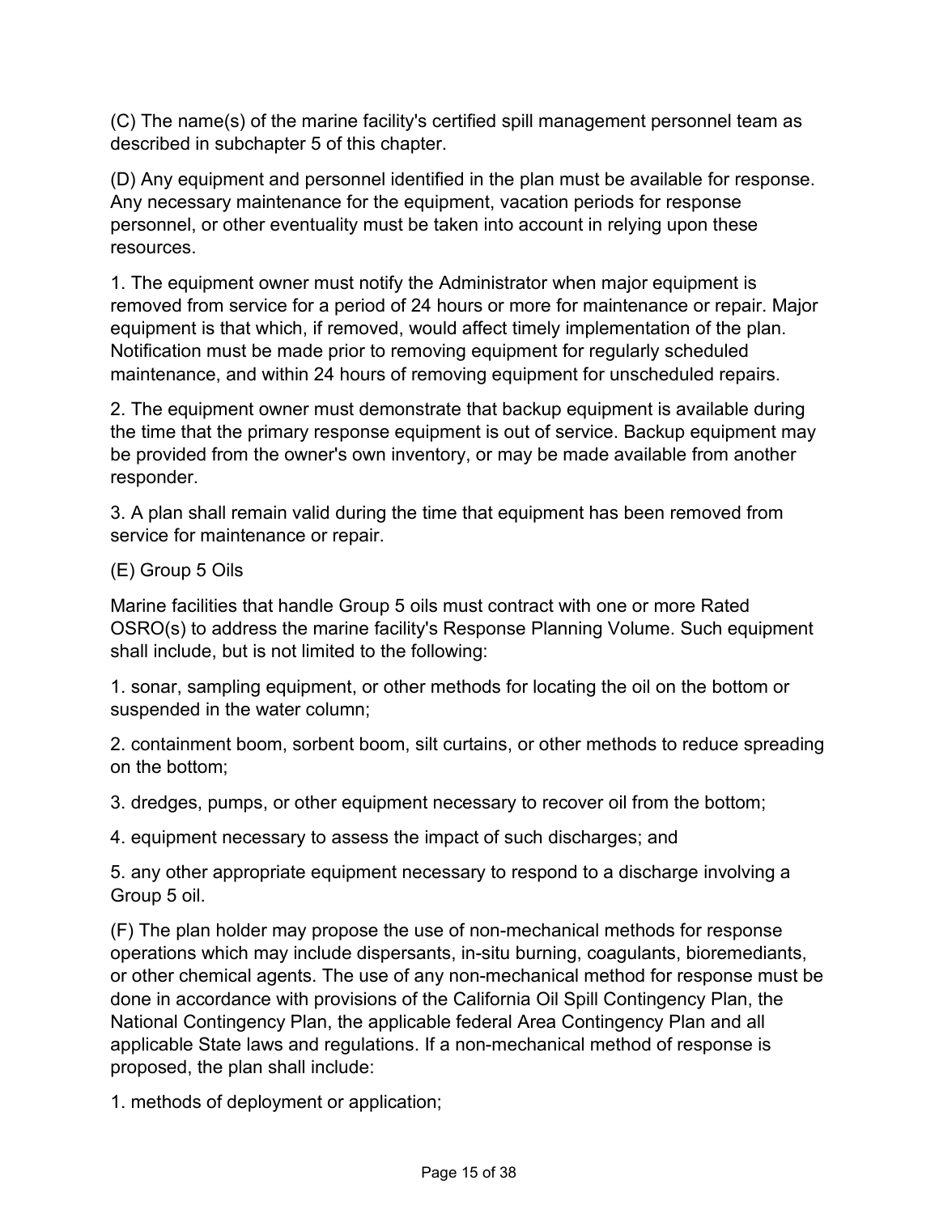(C) The name(s) of the marine facility's certified spill management personnel team as described in subchapter 5 of this chapter.

(D) Any equipment and personnel identified in the plan must be available for response. Any necessary maintenance for the equipment, vacation periods for response personnel, or other eventuality must be taken into account in relying upon these resources.

1. The equipment owner must notify the Administrator when major equipment is removed from service for a period of 24 hours or more for maintenance or repair. Major equipment is that which, if removed, would affect timely implementation of the plan. Notification must be made prior to removing equipment for regularly scheduled maintenance, and within 24 hours of removing equipment for unscheduled repairs.

2. The equipment owner must demonstrate that backup equipment is available during the time that the primary response equipment is out of service. Backup equipment may be provided from the owner's own inventory, or may be made available from another responder.

3. A plan shall remain valid during the time that equipment has been removed from service for maintenance or repair.

(E) Group 5 Oils

Marine facilities that handle Group 5 oils must contract with one or more Rated OSRO(s) to address the marine facility's Response Planning Volume. Such equipment shall include, but is not limited to the following:

1. sonar, sampling equipment, or other methods for locating the oil on the bottom or suspended in the water column;

2. containment boom, sorbent boom, silt curtains, or other methods to reduce spreading on the bottom;

3. dredges, pumps, or other equipment necessary to recover oil from the bottom;

4. equipment necessary to assess the impact of such discharges; and

5. any other appropriate equipment necessary to respond to a discharge involving a Group 5 oil.

(F) The plan holder may propose the use of non-mechanical methods for response operations which may include dispersants, in-situ burning, coagulants, bioremediants, or other chemical agents. The use of any non-mechanical method for response must be done in accordance with provisions of the California Oil Spill Contingency Plan, the National Contingency Plan, the applicable federal Area Contingency Plan and all applicable State laws and regulations. If a non-mechanical method of response is proposed, the plan shall include:

1. methods of deployment or application;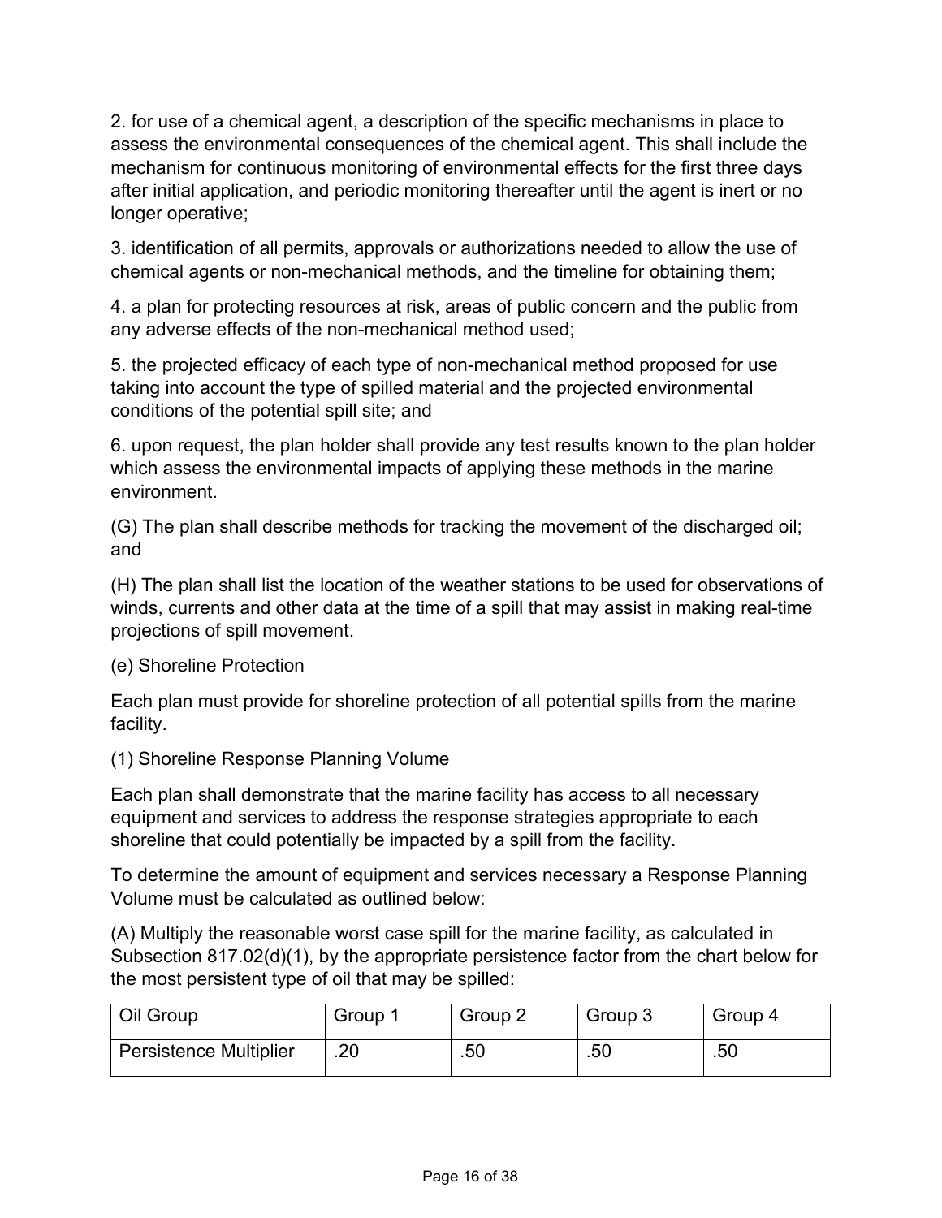2. for use of a chemical agent, a description of the specific mechanisms in place to assess the environmental consequences of the chemical agent. This shall include the mechanism for continuous monitoring of environmental effects for the first three days after initial application, and periodic monitoring thereafter until the agent is inert or no longer operative;

3. identification of all permits, approvals or authorizations needed to allow the use of chemical agents or non-mechanical methods, and the timeline for obtaining them;

4. a plan for protecting resources at risk, areas of public concern and the public from any adverse effects of the non-mechanical method used;

5. the projected efficacy of each type of non-mechanical method proposed for use taking into account the type of spilled material and the projected environmental conditions of the potential spill site; and

6. upon request, the plan holder shall provide any test results known to the plan holder which assess the environmental impacts of applying these methods in the marine environment.

(G) The plan shall describe methods for tracking the movement of the discharged oil; and

(H) The plan shall list the location of the weather stations to be used for observations of winds, currents and other data at the time of a spill that may assist in making real-time projections of spill movement.

(e) Shoreline Protection

Each plan must provide for shoreline protection of all potential spills from the marine facility.

(1) Shoreline Response Planning Volume

Each plan shall demonstrate that the marine facility has access to all necessary equipment and services to address the response strategies appropriate to each shoreline that could potentially be impacted by a spill from the facility.

To determine the amount of equipment and services necessary a Response Planning Volume must be calculated as outlined below:

(A) Multiply the reasonable worst case spill for the marine facility, as calculated in Subsection 817.02(d)(1), by the appropriate persistence factor from the chart below for the most persistent type of oil that may be spilled:

| Oil Group | Group 1 | Group 2 | Group 3 | Group 4 |
|---|---|---|---|---|
| Persistence Multiplier | .20 | .50 | .50 | .50 |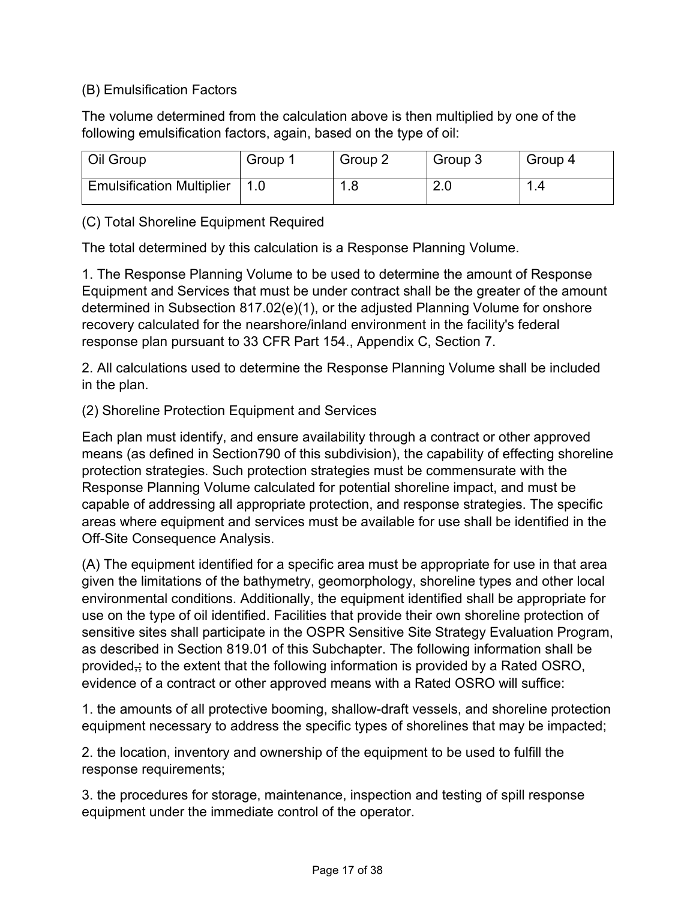(B) Emulsification Factors

The volume determined from the calculation above is then multiplied by one of the following emulsification factors, again, based on the type of oil:

| Oil Group | Group 1 | Group 2 | Group 3 | Group 4 |
|---|---|---|---|---|
| Emulsification Multiplier | 1.0 | 1.8 | 2.0 | 1.4 |

(C) Total Shoreline Equipment Required

The total determined by this calculation is a Response Planning Volume.

1. The Response Planning Volume to be used to determine the amount of Response Equipment and Services that must be under contract shall be the greater of the amount determined in Subsection 817.02(e)(1), or the adjusted Planning Volume for onshore recovery calculated for the nearshore/inland environment in the facility's federal response plan pursuant to 33 CFR Part 154., Appendix C, Section 7.

2. All calculations used to determine the Response Planning Volume shall be included in the plan.

(2) Shoreline Protection Equipment and Services

Each plan must identify, and ensure availability through a contract or other approved means (as defined in Section790 of this subdivision), the capability of effecting shoreline protection strategies. Such protection strategies must be commensurate with the Response Planning Volume calculated for potential shoreline impact, and must be capable of addressing all appropriate protection, and response strategies. The specific areas where equipment and services must be available for use shall be identified in the Off-Site Consequence Analysis.

(A) The equipment identified for a specific area must be appropriate for use in that area given the limitations of the bathymetry, geomorphology, shoreline types and other local environmental conditions. Additionally, the equipment identified shall be appropriate for use on the type of oil identified. Facilities that provide their own shoreline protection of sensitive sites shall participate in the OSPR Sensitive Site Strategy Evaluation Program, as described in Section 819.01 of this Subchapter. The following information shall be provided,; to the extent that the following information is provided by a Rated OSRO, evidence of a contract or other approved means with a Rated OSRO will suffice:

1. the amounts of all protective booming, shallow-draft vessels, and shoreline protection equipment necessary to address the specific types of shorelines that may be impacted;

2. the location, inventory and ownership of the equipment to be used to fulfill the response requirements;

3. the procedures for storage, maintenance, inspection and testing of spill response equipment under the immediate control of the operator.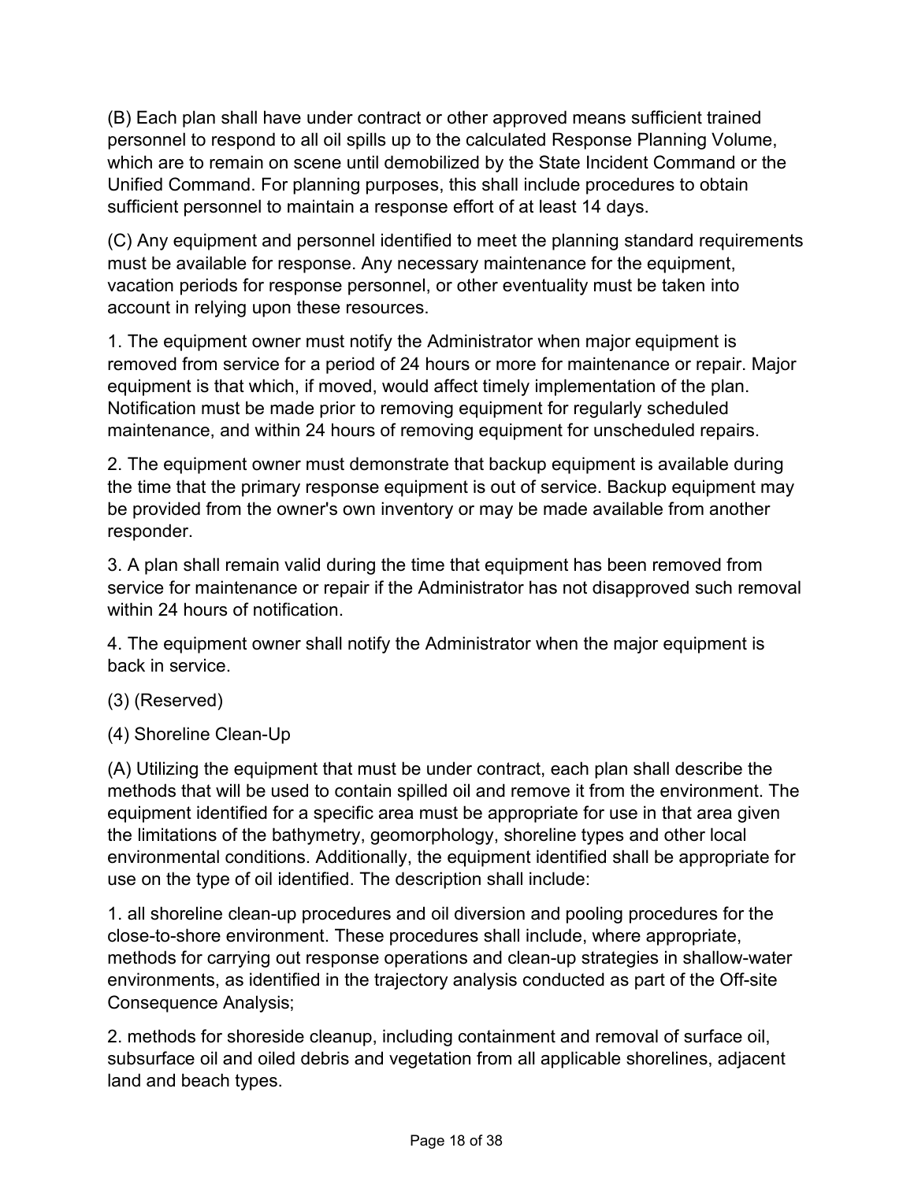(B) Each plan shall have under contract or other approved means sufficient trained personnel to respond to all oil spills up to the calculated Response Planning Volume, which are to remain on scene until demobilized by the State Incident Command or the Unified Command. For planning purposes, this shall include procedures to obtain sufficient personnel to maintain a response effort of at least 14 days.

(C) Any equipment and personnel identified to meet the planning standard requirements must be available for response. Any necessary maintenance for the equipment, vacation periods for response personnel, or other eventuality must be taken into account in relying upon these resources.

1. The equipment owner must notify the Administrator when major equipment is removed from service for a period of 24 hours or more for maintenance or repair. Major equipment is that which, if moved, would affect timely implementation of the plan. Notification must be made prior to removing equipment for regularly scheduled maintenance, and within 24 hours of removing equipment for unscheduled repairs.

2. The equipment owner must demonstrate that backup equipment is available during the time that the primary response equipment is out of service. Backup equipment may be provided from the owner's own inventory or may be made available from another responder.

3. A plan shall remain valid during the time that equipment has been removed from service for maintenance or repair if the Administrator has not disapproved such removal within 24 hours of notification.

4. The equipment owner shall notify the Administrator when the major equipment is back in service.

(3) (Reserved)

(4) Shoreline Clean-Up

(A) Utilizing the equipment that must be under contract, each plan shall describe the methods that will be used to contain spilled oil and remove it from the environment. The equipment identified for a specific area must be appropriate for use in that area given the limitations of the bathymetry, geomorphology, shoreline types and other local environmental conditions. Additionally, the equipment identified shall be appropriate for use on the type of oil identified. The description shall include:

1. all shoreline clean-up procedures and oil diversion and pooling procedures for the close-to-shore environment. These procedures shall include, where appropriate, methods for carrying out response operations and clean-up strategies in shallow-water environments, as identified in the trajectory analysis conducted as part of the Off-site Consequence Analysis;

2. methods for shoreside cleanup, including containment and removal of surface oil, subsurface oil and oiled debris and vegetation from all applicable shorelines, adjacent land and beach types.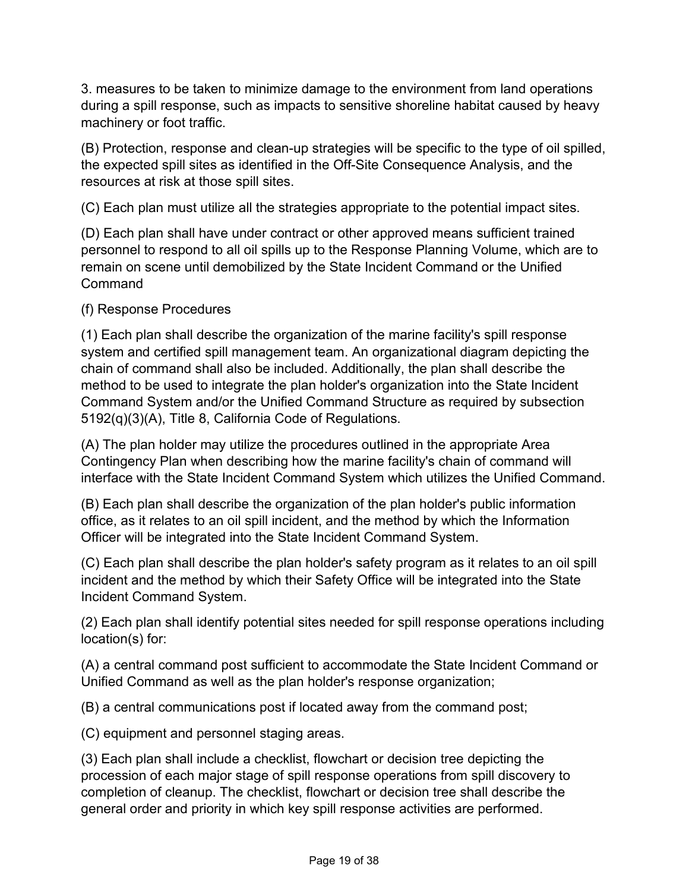3. measures to be taken to minimize damage to the environment from land operations during a spill response, such as impacts to sensitive shoreline habitat caused by heavy machinery or foot traffic.

(B) Protection, response and clean-up strategies will be specific to the type of oil spilled, the expected spill sites as identified in the Off-Site Consequence Analysis, and the resources at risk at those spill sites.

(C) Each plan must utilize all the strategies appropriate to the potential impact sites.

(D) Each plan shall have under contract or other approved means sufficient trained personnel to respond to all oil spills up to the Response Planning Volume, which are to remain on scene until demobilized by the State Incident Command or the Unified Command

(f) Response Procedures

(1) Each plan shall describe the organization of the marine facility's spill response system and certified spill management team. An organizational diagram depicting the chain of command shall also be included. Additionally, the plan shall describe the method to be used to integrate the plan holder's organization into the State Incident Command System and/or the Unified Command Structure as required by subsection 5192(q)(3)(A), Title 8, California Code of Regulations.

(A) The plan holder may utilize the procedures outlined in the appropriate Area Contingency Plan when describing how the marine facility's chain of command will interface with the State Incident Command System which utilizes the Unified Command.

(B) Each plan shall describe the organization of the plan holder's public information office, as it relates to an oil spill incident, and the method by which the Information Officer will be integrated into the State Incident Command System.

(C) Each plan shall describe the plan holder's safety program as it relates to an oil spill incident and the method by which their Safety Office will be integrated into the State Incident Command System.

(2) Each plan shall identify potential sites needed for spill response operations including location(s) for:

(A) a central command post sufficient to accommodate the State Incident Command or Unified Command as well as the plan holder's response organization;

(B) a central communications post if located away from the command post;

(C) equipment and personnel staging areas.

(3) Each plan shall include a checklist, flowchart or decision tree depicting the procession of each major stage of spill response operations from spill discovery to completion of cleanup. The checklist, flowchart or decision tree shall describe the general order and priority in which key spill response activities are performed.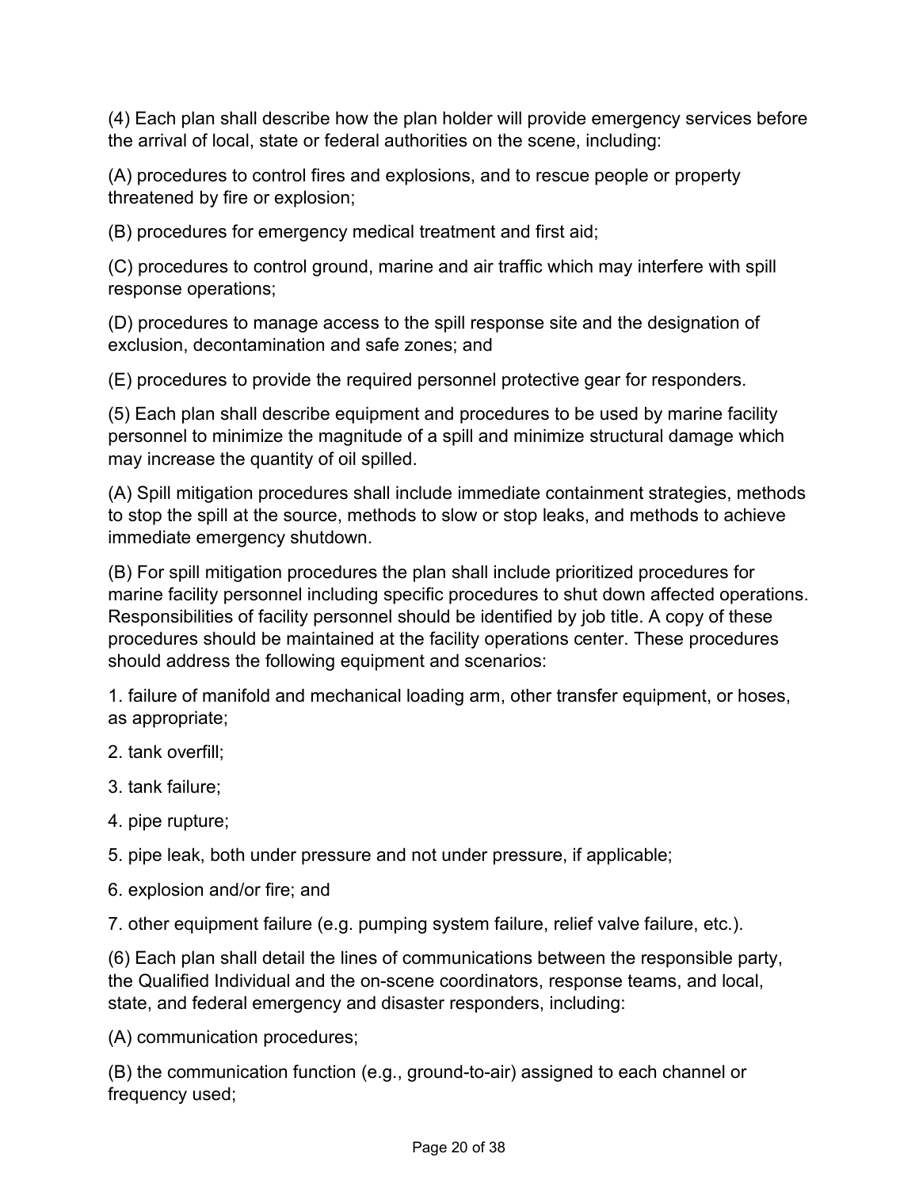(4) Each plan shall describe how the plan holder will provide emergency services before the arrival of local, state or federal authorities on the scene, including:

(A) procedures to control fires and explosions, and to rescue people or property threatened by fire or explosion;

(B) procedures for emergency medical treatment and first aid;

(C) procedures to control ground, marine and air traffic which may interfere with spill response operations;

(D) procedures to manage access to the spill response site and the designation of exclusion, decontamination and safe zones; and

(E) procedures to provide the required personnel protective gear for responders.

(5) Each plan shall describe equipment and procedures to be used by marine facility personnel to minimize the magnitude of a spill and minimize structural damage which may increase the quantity of oil spilled.

(A) Spill mitigation procedures shall include immediate containment strategies, methods to stop the spill at the source, methods to slow or stop leaks, and methods to achieve immediate emergency shutdown.

(B) For spill mitigation procedures the plan shall include prioritized procedures for marine facility personnel including specific procedures to shut down affected operations. Responsibilities of facility personnel should be identified by job title. A copy of these procedures should be maintained at the facility operations center. These procedures should address the following equipment and scenarios:

1. failure of manifold and mechanical loading arm, other transfer equipment, or hoses, as appropriate;

2. tank overfill;

3. tank failure;

4. pipe rupture;

5. pipe leak, both under pressure and not under pressure, if applicable;

6. explosion and/or fire; and

7. other equipment failure (e.g. pumping system failure, relief valve failure, etc.).

(6) Each plan shall detail the lines of communications between the responsible party, the Qualified Individual and the on-scene coordinators, response teams, and local, state, and federal emergency and disaster responders, including:

(A) communication procedures;

(B) the communication function (e.g., ground-to-air) assigned to each channel or frequency used;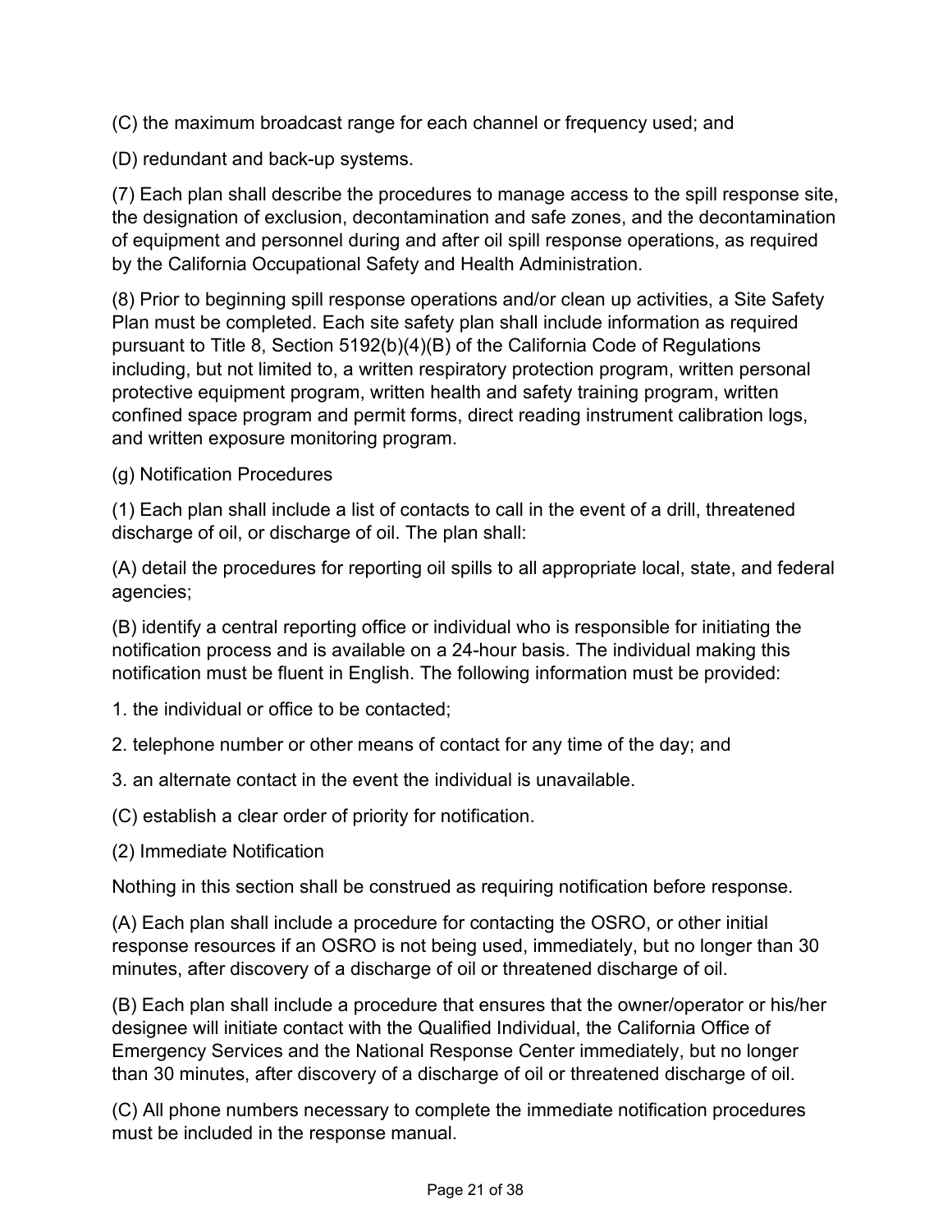(C) the maximum broadcast range for each channel or frequency used; and

(D) redundant and back-up systems.

(7) Each plan shall describe the procedures to manage access to the spill response site, the designation of exclusion, decontamination and safe zones, and the decontamination of equipment and personnel during and after oil spill response operations, as required by the California Occupational Safety and Health Administration.

(8) Prior to beginning spill response operations and/or clean up activities, a Site Safety Plan must be completed. Each site safety plan shall include information as required pursuant to Title 8, Section 5192(b)(4)(B) of the California Code of Regulations including, but not limited to, a written respiratory protection program, written personal protective equipment program, written health and safety training program, written confined space program and permit forms, direct reading instrument calibration logs, and written exposure monitoring program.

(g) Notification Procedures

(1) Each plan shall include a list of contacts to call in the event of a drill, threatened discharge of oil, or discharge of oil. The plan shall:

(A) detail the procedures for reporting oil spills to all appropriate local, state, and federal agencies;

(B) identify a central reporting office or individual who is responsible for initiating the notification process and is available on a 24-hour basis. The individual making this notification must be fluent in English. The following information must be provided:

1. the individual or office to be contacted;

2. telephone number or other means of contact for any time of the day; and

3. an alternate contact in the event the individual is unavailable.

(C) establish a clear order of priority for notification.

(2) Immediate Notification

Nothing in this section shall be construed as requiring notification before response.

(A) Each plan shall include a procedure for contacting the OSRO, or other initial response resources if an OSRO is not being used, immediately, but no longer than 30 minutes, after discovery of a discharge of oil or threatened discharge of oil.

(B) Each plan shall include a procedure that ensures that the owner/operator or his/her designee will initiate contact with the Qualified Individual, the California Office of Emergency Services and the National Response Center immediately, but no longer than 30 minutes, after discovery of a discharge of oil or threatened discharge of oil.

(C) All phone numbers necessary to complete the immediate notification procedures must be included in the response manual.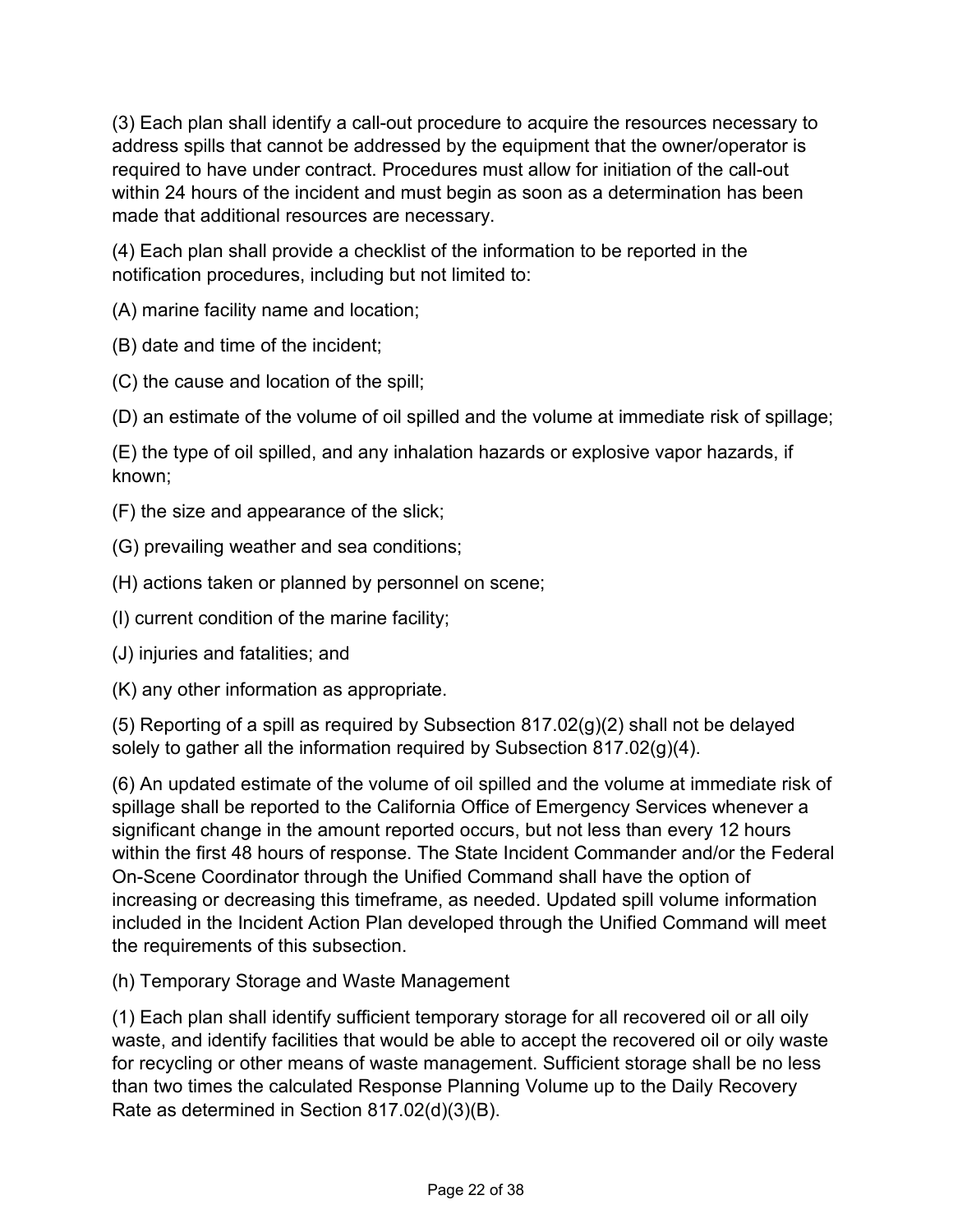(3) Each plan shall identify a call-out procedure to acquire the resources necessary to address spills that cannot be addressed by the equipment that the owner/operator is required to have under contract. Procedures must allow for initiation of the call-out within 24 hours of the incident and must begin as soon as a determination has been made that additional resources are necessary.

(4) Each plan shall provide a checklist of the information to be reported in the notification procedures, including but not limited to:

(A) marine facility name and location;

(B) date and time of the incident;

(C) the cause and location of the spill;

(D) an estimate of the volume of oil spilled and the volume at immediate risk of spillage;

(E) the type of oil spilled, and any inhalation hazards or explosive vapor hazards, if known;

(F) the size and appearance of the slick;

(G) prevailing weather and sea conditions;

(H) actions taken or planned by personnel on scene;

(I) current condition of the marine facility;

(J) injuries and fatalities; and

(K) any other information as appropriate.

(5) Reporting of a spill as required by Subsection 817.02(g)(2) shall not be delayed solely to gather all the information required by Subsection 817.02(g)(4).

(6) An updated estimate of the volume of oil spilled and the volume at immediate risk of spillage shall be reported to the California Office of Emergency Services whenever a significant change in the amount reported occurs, but not less than every 12 hours within the first 48 hours of response. The State Incident Commander and/or the Federal On-Scene Coordinator through the Unified Command shall have the option of increasing or decreasing this timeframe, as needed. Updated spill volume information included in the Incident Action Plan developed through the Unified Command will meet the requirements of this subsection.

(h) Temporary Storage and Waste Management

(1) Each plan shall identify sufficient temporary storage for all recovered oil or all oily waste, and identify facilities that would be able to accept the recovered oil or oily waste for recycling or other means of waste management. Sufficient storage shall be no less than two times the calculated Response Planning Volume up to the Daily Recovery Rate as determined in Section 817.02(d)(3)(B).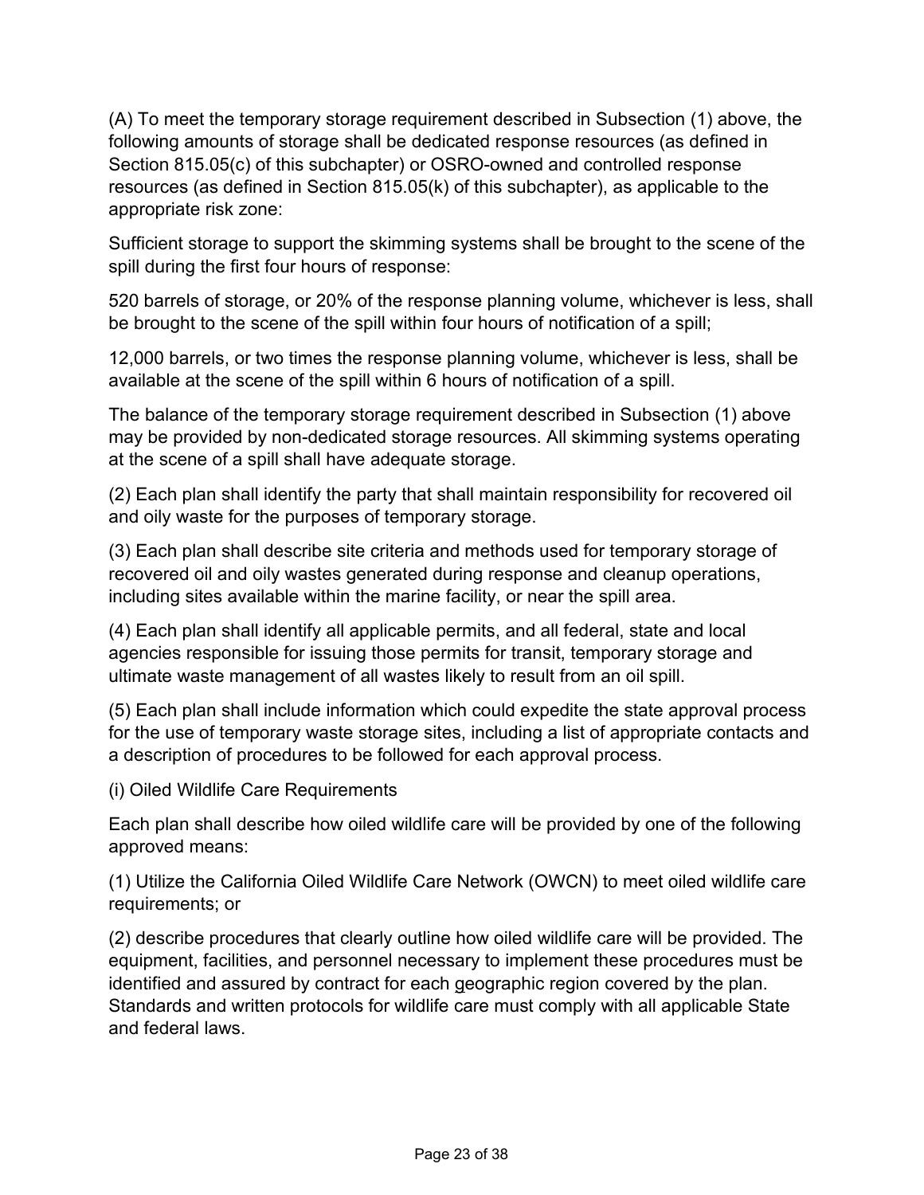(A) To meet the temporary storage requirement described in Subsection (1) above, the following amounts of storage shall be dedicated response resources (as defined in Section 815.05(c) of this subchapter) or OSRO-owned and controlled response resources (as defined in Section 815.05(k) of this subchapter), as applicable to the appropriate risk zone:

Sufficient storage to support the skimming systems shall be brought to the scene of the spill during the first four hours of response:

520 barrels of storage, or 20% of the response planning volume, whichever is less, shall be brought to the scene of the spill within four hours of notification of a spill;

12,000 barrels, or two times the response planning volume, whichever is less, shall be available at the scene of the spill within 6 hours of notification of a spill.

The balance of the temporary storage requirement described in Subsection (1) above may be provided by non-dedicated storage resources. All skimming systems operating at the scene of a spill shall have adequate storage.

(2) Each plan shall identify the party that shall maintain responsibility for recovered oil and oily waste for the purposes of temporary storage.

(3) Each plan shall describe site criteria and methods used for temporary storage of recovered oil and oily wastes generated during response and cleanup operations, including sites available within the marine facility, or near the spill area.

(4) Each plan shall identify all applicable permits, and all federal, state and local agencies responsible for issuing those permits for transit, temporary storage and ultimate waste management of all wastes likely to result from an oil spill.

(5) Each plan shall include information which could expedite the state approval process for the use of temporary waste storage sites, including a list of appropriate contacts and a description of procedures to be followed for each approval process.

(i) Oiled Wildlife Care Requirements

Each plan shall describe how oiled wildlife care will be provided by one of the following approved means:

(1) Utilize the California Oiled Wildlife Care Network (OWCN) to meet oiled wildlife care requirements; or

(2) describe procedures that clearly outline how oiled wildlife care will be provided. The equipment, facilities, and personnel necessary to implement these procedures must be identified and assured by contract for each geographic region covered by the plan. Standards and written protocols for wildlife care must comply with all applicable State and federal laws.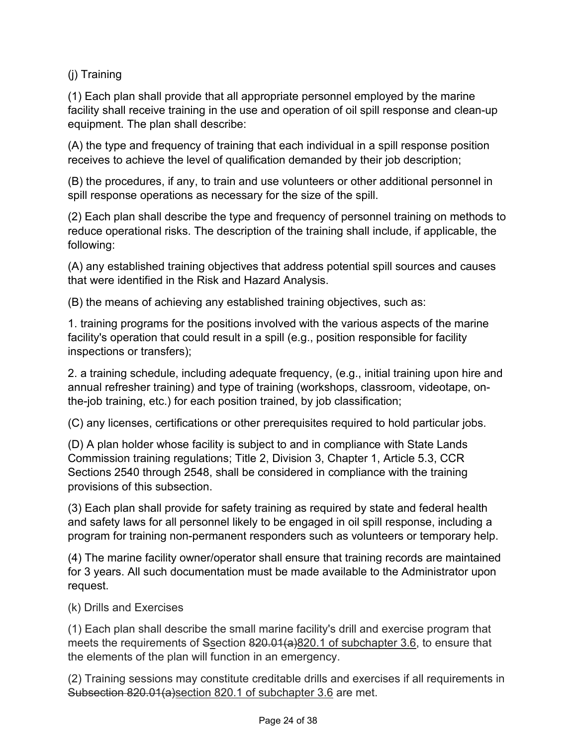(j) Training

(1) Each plan shall provide that all appropriate personnel employed by the marine facility shall receive training in the use and operation of oil spill response and clean-up equipment. The plan shall describe:

(A) the type and frequency of training that each individual in a spill response position receives to achieve the level of qualification demanded by their job description;

(B) the procedures, if any, to train and use volunteers or other additional personnel in spill response operations as necessary for the size of the spill.

(2) Each plan shall describe the type and frequency of personnel training on methods to reduce operational risks. The description of the training shall include, if applicable, the following:

(A) any established training objectives that address potential spill sources and causes that were identified in the Risk and Hazard Analysis.

(B) the means of achieving any established training objectives, such as:

1. training programs for the positions involved with the various aspects of the marine facility's operation that could result in a spill (e.g., position responsible for facility inspections or transfers);

2. a training schedule, including adequate frequency, (e.g., initial training upon hire and annual refresher training) and type of training (workshops, classroom, videotape, on-the-job training, etc.) for each position trained, by job classification;

(C) any licenses, certifications or other prerequisites required to hold particular jobs.

(D) A plan holder whose facility is subject to and in compliance with State Lands Commission training regulations; Title 2, Division 3, Chapter 1, Article 5.3, CCR Sections 2540 through 2548, shall be considered in compliance with the training provisions of this subsection.

(3) Each plan shall provide for safety training as required by state and federal health and safety laws for all personnel likely to be engaged in oil spill response, including a program for training non-permanent responders such as volunteers or temporary help.

(4) The marine facility owner/operator shall ensure that training records are maintained for 3 years. All such documentation must be made available to the Administrator upon request.

(k) Drills and Exercises

(1) Each plan shall describe the small marine facility's drill and exercise program that meets the requirements of ~~S~~<u>s</u>ection ~~820.01(a)~~<u>820.1 of subchapter 3.6</u>, to ensure that the elements of the plan will function in an emergency.

(2) Training sessions may constitute creditable drills and exercises if all requirements in ~~Subsection 820.01(a)~~<u>section 820.1 of subchapter 3.6</u> are met.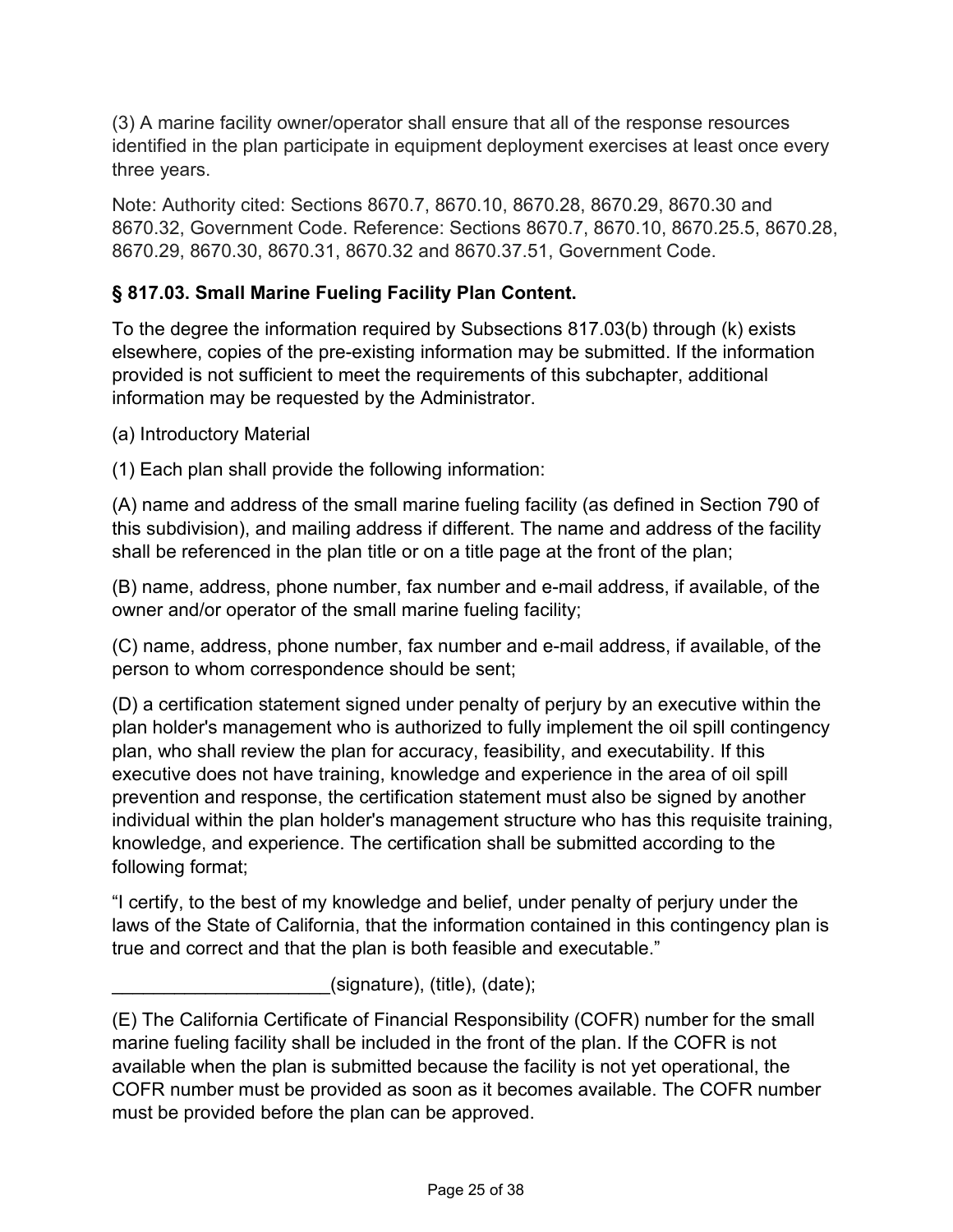(3) A marine facility owner/operator shall ensure that all of the response resources identified in the plan participate in equipment deployment exercises at least once every three years.

Note: Authority cited: Sections 8670.7, 8670.10, 8670.28, 8670.29, 8670.30 and 8670.32, Government Code. Reference: Sections 8670.7, 8670.10, 8670.25.5, 8670.28, 8670.29, 8670.30, 8670.31, 8670.32 and 8670.37.51, Government Code.

### § 817.03. Small Marine Fueling Facility Plan Content.

To the degree the information required by Subsections 817.03(b) through (k) exists elsewhere, copies of the pre-existing information may be submitted. If the information provided is not sufficient to meet the requirements of this subchapter, additional information may be requested by the Administrator.

(a) Introductory Material

(1) Each plan shall provide the following information:

(A) name and address of the small marine fueling facility (as defined in Section 790 of this subdivision), and mailing address if different. The name and address of the facility shall be referenced in the plan title or on a title page at the front of the plan;

(B) name, address, phone number, fax number and e-mail address, if available, of the owner and/or operator of the small marine fueling facility;

(C) name, address, phone number, fax number and e-mail address, if available, of the person to whom correspondence should be sent;

(D) a certification statement signed under penalty of perjury by an executive within the plan holder's management who is authorized to fully implement the oil spill contingency plan, who shall review the plan for accuracy, feasibility, and executability. If this executive does not have training, knowledge and experience in the area of oil spill prevention and response, the certification statement must also be signed by another individual within the plan holder's management structure who has this requisite training, knowledge, and experience. The certification shall be submitted according to the following format;

“I certify, to the best of my knowledge and belief, under penalty of perjury under the laws of the State of California, that the information contained in this contingency plan is true and correct and that the plan is both feasible and executable.”

_____________________(signature), (title), (date);

(E) The California Certificate of Financial Responsibility (COFR) number for the small marine fueling facility shall be included in the front of the plan. If the COFR is not available when the plan is submitted because the facility is not yet operational, the COFR number must be provided as soon as it becomes available. The COFR number must be provided before the plan can be approved.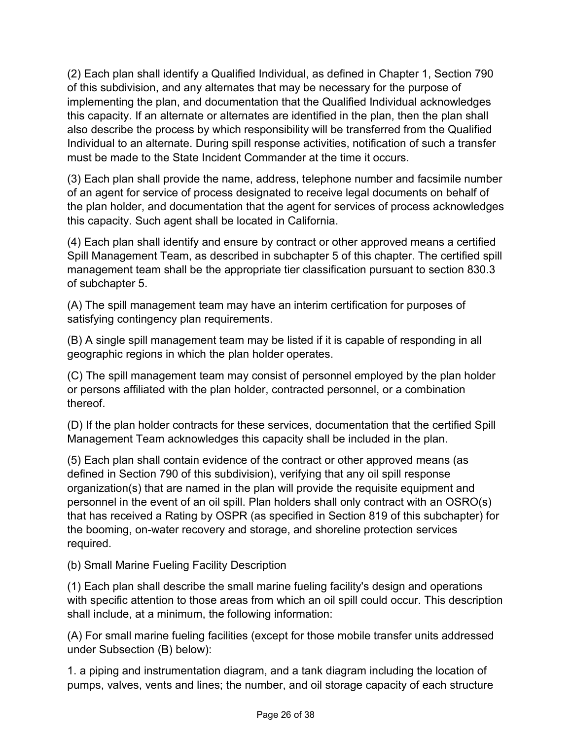(2) Each plan shall identify a Qualified Individual, as defined in Chapter 1, Section 790 of this subdivision, and any alternates that may be necessary for the purpose of implementing the plan, and documentation that the Qualified Individual acknowledges this capacity. If an alternate or alternates are identified in the plan, then the plan shall also describe the process by which responsibility will be transferred from the Qualified Individual to an alternate. During spill response activities, notification of such a transfer must be made to the State Incident Commander at the time it occurs.

(3) Each plan shall provide the name, address, telephone number and facsimile number of an agent for service of process designated to receive legal documents on behalf of the plan holder, and documentation that the agent for services of process acknowledges this capacity. Such agent shall be located in California.

(4) Each plan shall identify and ensure by contract or other approved means a certified Spill Management Team, as described in subchapter 5 of this chapter. The certified spill management team shall be the appropriate tier classification pursuant to section 830.3 of subchapter 5.

(A) The spill management team may have an interim certification for purposes of satisfying contingency plan requirements.

(B) A single spill management team may be listed if it is capable of responding in all geographic regions in which the plan holder operates.

(C) The spill management team may consist of personnel employed by the plan holder or persons affiliated with the plan holder, contracted personnel, or a combination thereof.

(D) If the plan holder contracts for these services, documentation that the certified Spill Management Team acknowledges this capacity shall be included in the plan.

(5) Each plan shall contain evidence of the contract or other approved means (as defined in Section 790 of this subdivision), verifying that any oil spill response organization(s) that are named in the plan will provide the requisite equipment and personnel in the event of an oil spill. Plan holders shall only contract with an OSRO(s) that has received a Rating by OSPR (as specified in Section 819 of this subchapter) for the booming, on-water recovery and storage, and shoreline protection services required.

(b) Small Marine Fueling Facility Description

(1) Each plan shall describe the small marine fueling facility's design and operations with specific attention to those areas from which an oil spill could occur. This description shall include, at a minimum, the following information:

(A) For small marine fueling facilities (except for those mobile transfer units addressed under Subsection (B) below):

1. a piping and instrumentation diagram, and a tank diagram including the location of pumps, valves, vents and lines; the number, and oil storage capacity of each structure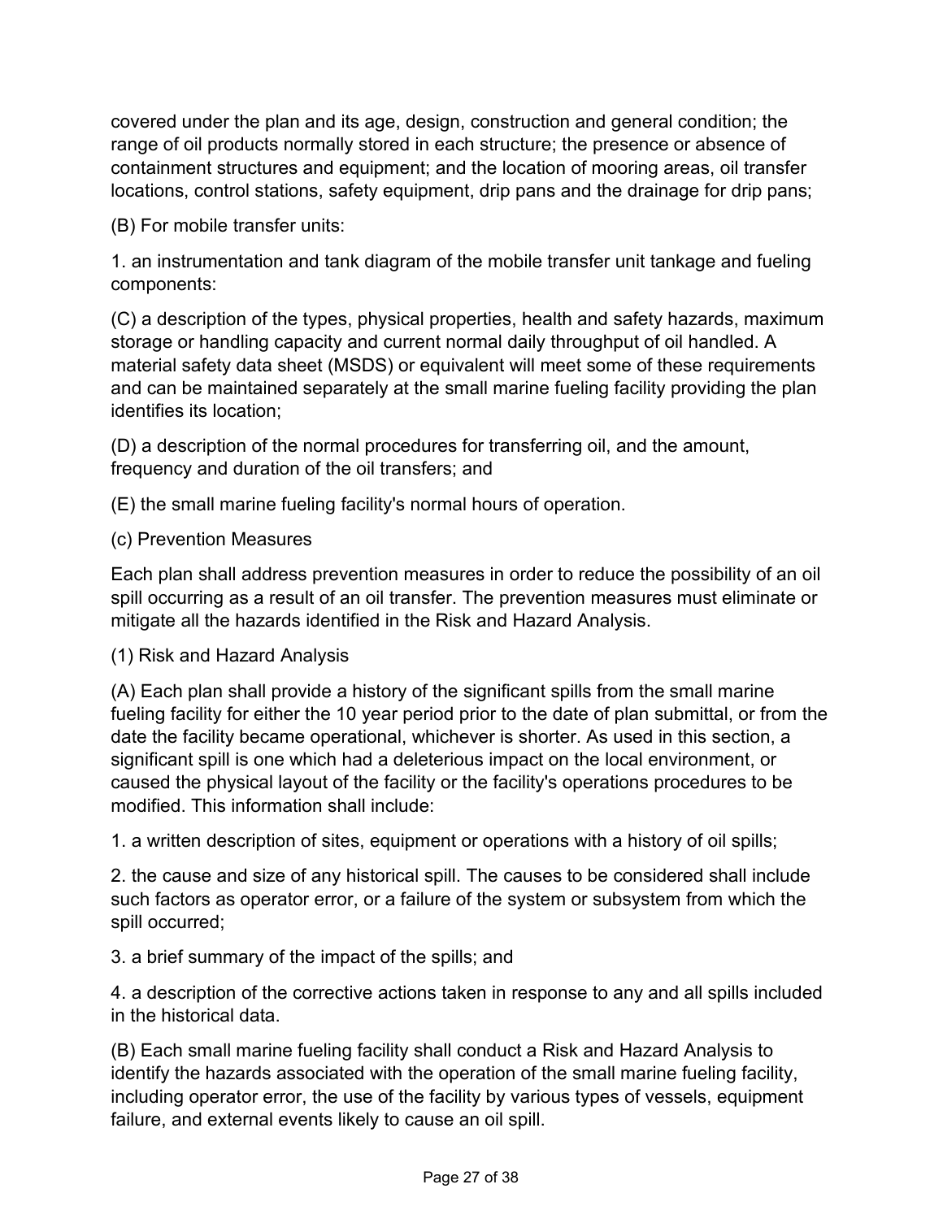covered under the plan and its age, design, construction and general condition; the range of oil products normally stored in each structure; the presence or absence of containment structures and equipment; and the location of mooring areas, oil transfer locations, control stations, safety equipment, drip pans and the drainage for drip pans;

(B) For mobile transfer units:

1. an instrumentation and tank diagram of the mobile transfer unit tankage and fueling components:

(C) a description of the types, physical properties, health and safety hazards, maximum storage or handling capacity and current normal daily throughput of oil handled. A material safety data sheet (MSDS) or equivalent will meet some of these requirements and can be maintained separately at the small marine fueling facility providing the plan identifies its location;

(D) a description of the normal procedures for transferring oil, and the amount, frequency and duration of the oil transfers; and

(E) the small marine fueling facility's normal hours of operation.

(c) Prevention Measures

Each plan shall address prevention measures in order to reduce the possibility of an oil spill occurring as a result of an oil transfer. The prevention measures must eliminate or mitigate all the hazards identified in the Risk and Hazard Analysis.

(1) Risk and Hazard Analysis

(A) Each plan shall provide a history of the significant spills from the small marine fueling facility for either the 10 year period prior to the date of plan submittal, or from the date the facility became operational, whichever is shorter. As used in this section, a significant spill is one which had a deleterious impact on the local environment, or caused the physical layout of the facility or the facility's operations procedures to be modified. This information shall include:

1. a written description of sites, equipment or operations with a history of oil spills;

2. the cause and size of any historical spill. The causes to be considered shall include such factors as operator error, or a failure of the system or subsystem from which the spill occurred;

3. a brief summary of the impact of the spills; and

4. a description of the corrective actions taken in response to any and all spills included in the historical data.

(B) Each small marine fueling facility shall conduct a Risk and Hazard Analysis to identify the hazards associated with the operation of the small marine fueling facility, including operator error, the use of the facility by various types of vessels, equipment failure, and external events likely to cause an oil spill.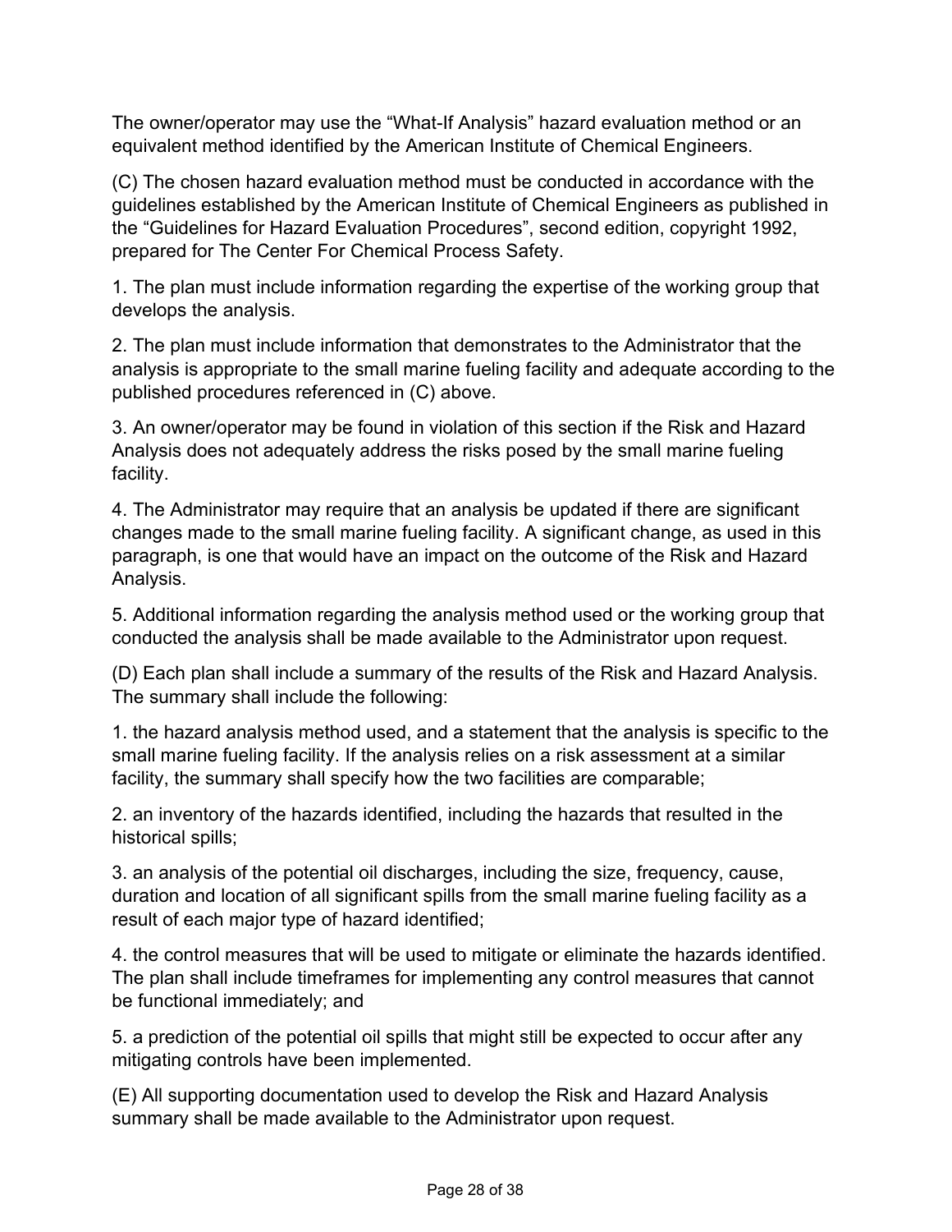The owner/operator may use the “What-If Analysis” hazard evaluation method or an equivalent method identified by the American Institute of Chemical Engineers.

(C) The chosen hazard evaluation method must be conducted in accordance with the guidelines established by the American Institute of Chemical Engineers as published in the “Guidelines for Hazard Evaluation Procedures”, second edition, copyright 1992, prepared for The Center For Chemical Process Safety.

1. The plan must include information regarding the expertise of the working group that develops the analysis.

2. The plan must include information that demonstrates to the Administrator that the analysis is appropriate to the small marine fueling facility and adequate according to the published procedures referenced in (C) above.

3. An owner/operator may be found in violation of this section if the Risk and Hazard Analysis does not adequately address the risks posed by the small marine fueling facility.

4. The Administrator may require that an analysis be updated if there are significant changes made to the small marine fueling facility. A significant change, as used in this paragraph, is one that would have an impact on the outcome of the Risk and Hazard Analysis.

5. Additional information regarding the analysis method used or the working group that conducted the analysis shall be made available to the Administrator upon request.

(D) Each plan shall include a summary of the results of the Risk and Hazard Analysis. The summary shall include the following:

1. the hazard analysis method used, and a statement that the analysis is specific to the small marine fueling facility. If the analysis relies on a risk assessment at a similar facility, the summary shall specify how the two facilities are comparable;

2. an inventory of the hazards identified, including the hazards that resulted in the historical spills;

3. an analysis of the potential oil discharges, including the size, frequency, cause, duration and location of all significant spills from the small marine fueling facility as a result of each major type of hazard identified;

4. the control measures that will be used to mitigate or eliminate the hazards identified. The plan shall include timeframes for implementing any control measures that cannot be functional immediately; and

5. a prediction of the potential oil spills that might still be expected to occur after any mitigating controls have been implemented.

(E) All supporting documentation used to develop the Risk and Hazard Analysis summary shall be made available to the Administrator upon request.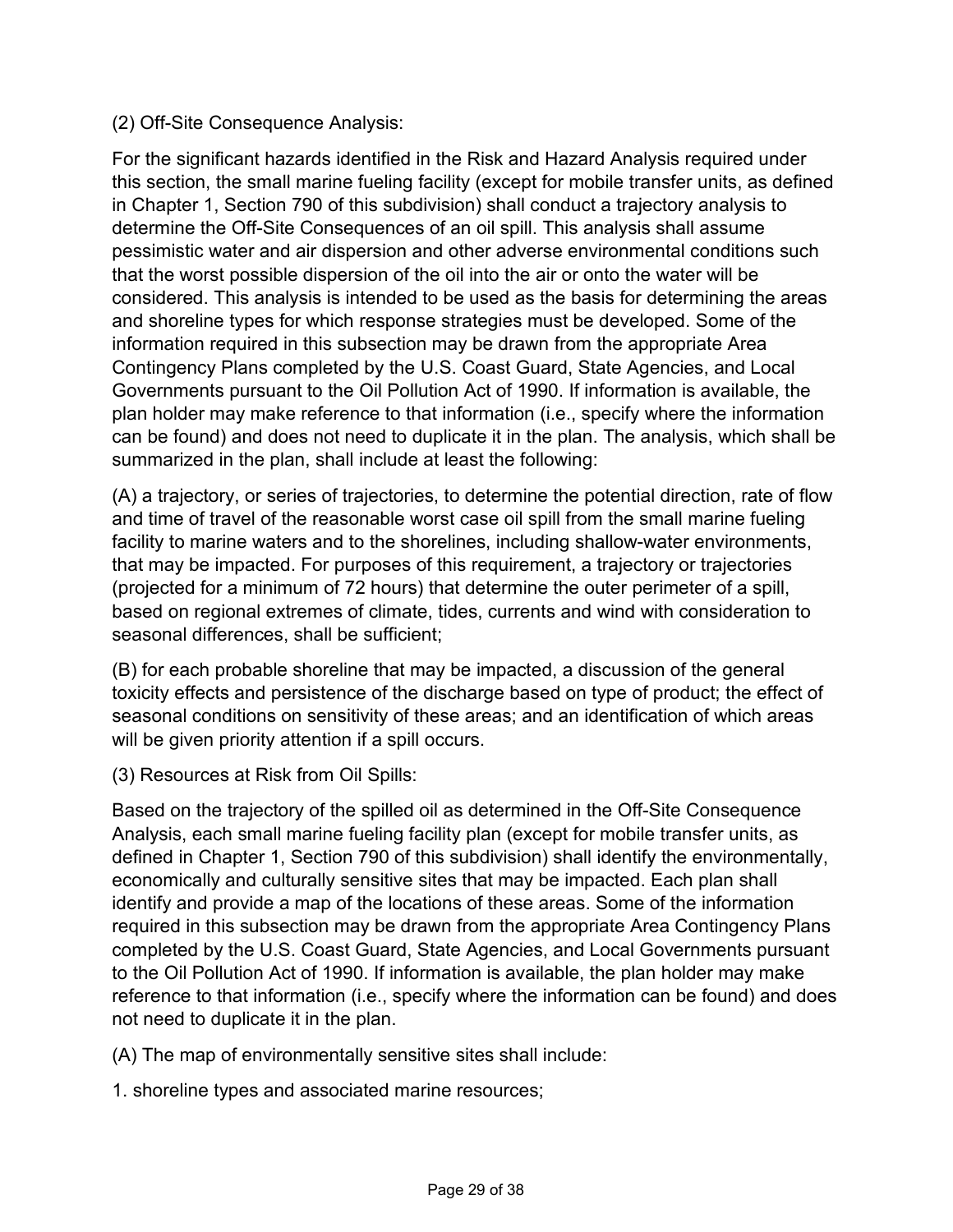(2) Off-Site Consequence Analysis:

For the significant hazards identified in the Risk and Hazard Analysis required under this section, the small marine fueling facility (except for mobile transfer units, as defined in Chapter 1, Section 790 of this subdivision) shall conduct a trajectory analysis to determine the Off-Site Consequences of an oil spill. This analysis shall assume pessimistic water and air dispersion and other adverse environmental conditions such that the worst possible dispersion of the oil into the air or onto the water will be considered. This analysis is intended to be used as the basis for determining the areas and shoreline types for which response strategies must be developed. Some of the information required in this subsection may be drawn from the appropriate Area Contingency Plans completed by the U.S. Coast Guard, State Agencies, and Local Governments pursuant to the Oil Pollution Act of 1990. If information is available, the plan holder may make reference to that information (i.e., specify where the information can be found) and does not need to duplicate it in the plan. The analysis, which shall be summarized in the plan, shall include at least the following:

(A) a trajectory, or series of trajectories, to determine the potential direction, rate of flow and time of travel of the reasonable worst case oil spill from the small marine fueling facility to marine waters and to the shorelines, including shallow-water environments, that may be impacted. For purposes of this requirement, a trajectory or trajectories (projected for a minimum of 72 hours) that determine the outer perimeter of a spill, based on regional extremes of climate, tides, currents and wind with consideration to seasonal differences, shall be sufficient;

(B) for each probable shoreline that may be impacted, a discussion of the general toxicity effects and persistence of the discharge based on type of product; the effect of seasonal conditions on sensitivity of these areas; and an identification of which areas will be given priority attention if a spill occurs.

(3) Resources at Risk from Oil Spills:

Based on the trajectory of the spilled oil as determined in the Off-Site Consequence Analysis, each small marine fueling facility plan (except for mobile transfer units, as defined in Chapter 1, Section 790 of this subdivision) shall identify the environmentally, economically and culturally sensitive sites that may be impacted. Each plan shall identify and provide a map of the locations of these areas. Some of the information required in this subsection may be drawn from the appropriate Area Contingency Plans completed by the U.S. Coast Guard, State Agencies, and Local Governments pursuant to the Oil Pollution Act of 1990. If information is available, the plan holder may make reference to that information (i.e., specify where the information can be found) and does not need to duplicate it in the plan.

(A) The map of environmentally sensitive sites shall include:

1. shoreline types and associated marine resources;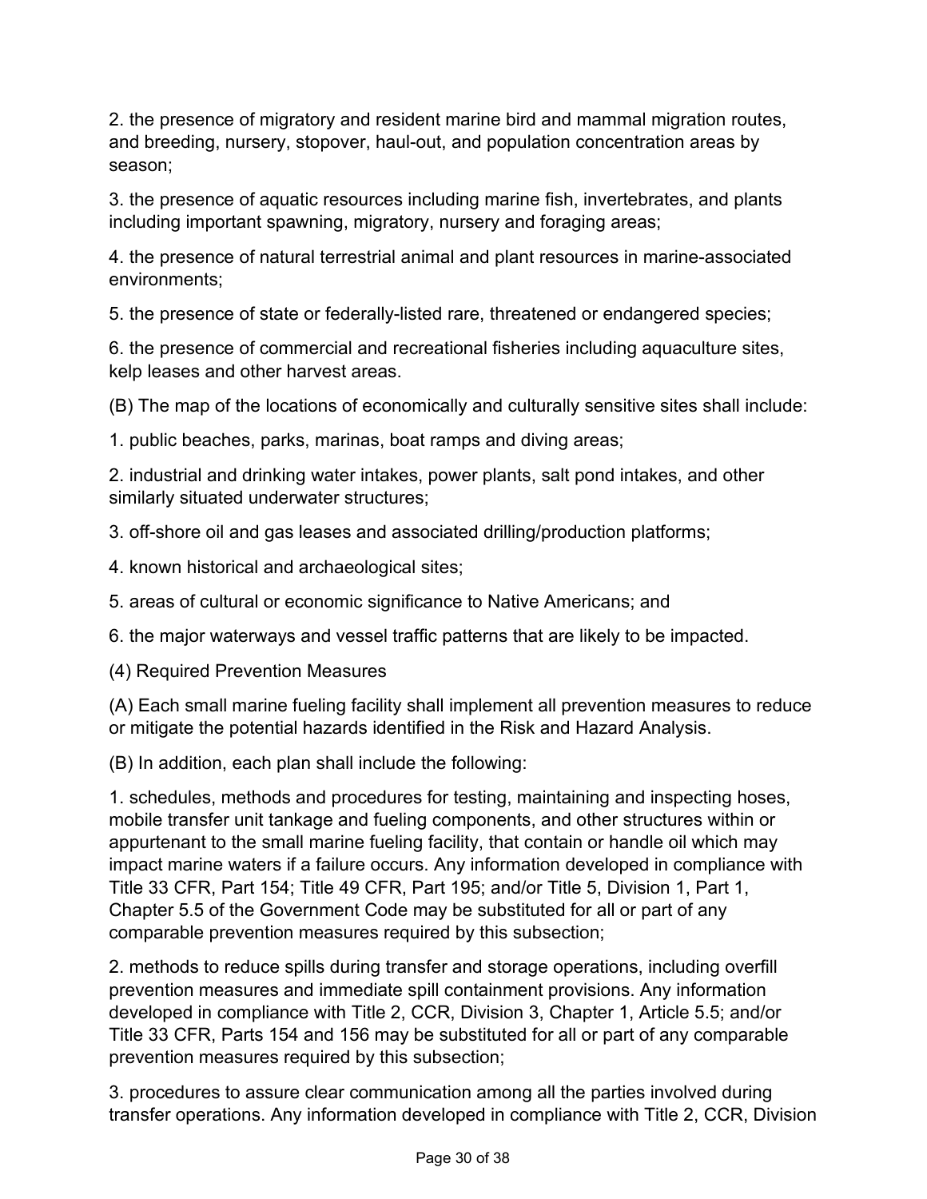2. the presence of migratory and resident marine bird and mammal migration routes, and breeding, nursery, stopover, haul-out, and population concentration areas by season;

3. the presence of aquatic resources including marine fish, invertebrates, and plants including important spawning, migratory, nursery and foraging areas;

4. the presence of natural terrestrial animal and plant resources in marine-associated environments;

5. the presence of state or federally-listed rare, threatened or endangered species;

6. the presence of commercial and recreational fisheries including aquaculture sites, kelp leases and other harvest areas.

(B) The map of the locations of economically and culturally sensitive sites shall include:

1. public beaches, parks, marinas, boat ramps and diving areas;

2. industrial and drinking water intakes, power plants, salt pond intakes, and other similarly situated underwater structures;

3. off-shore oil and gas leases and associated drilling/production platforms;

4. known historical and archaeological sites;

5. areas of cultural or economic significance to Native Americans; and

6. the major waterways and vessel traffic patterns that are likely to be impacted.

(4) Required Prevention Measures

(A) Each small marine fueling facility shall implement all prevention measures to reduce or mitigate the potential hazards identified in the Risk and Hazard Analysis.

(B) In addition, each plan shall include the following:

1. schedules, methods and procedures for testing, maintaining and inspecting hoses, mobile transfer unit tankage and fueling components, and other structures within or appurtenant to the small marine fueling facility, that contain or handle oil which may impact marine waters if a failure occurs. Any information developed in compliance with Title 33 CFR, Part 154; Title 49 CFR, Part 195; and/or Title 5, Division 1, Part 1, Chapter 5.5 of the Government Code may be substituted for all or part of any comparable prevention measures required by this subsection;

2. methods to reduce spills during transfer and storage operations, including overfill prevention measures and immediate spill containment provisions. Any information developed in compliance with Title 2, CCR, Division 3, Chapter 1, Article 5.5; and/or Title 33 CFR, Parts 154 and 156 may be substituted for all or part of any comparable prevention measures required by this subsection;

3. procedures to assure clear communication among all the parties involved during transfer operations. Any information developed in compliance with Title 2, CCR, Division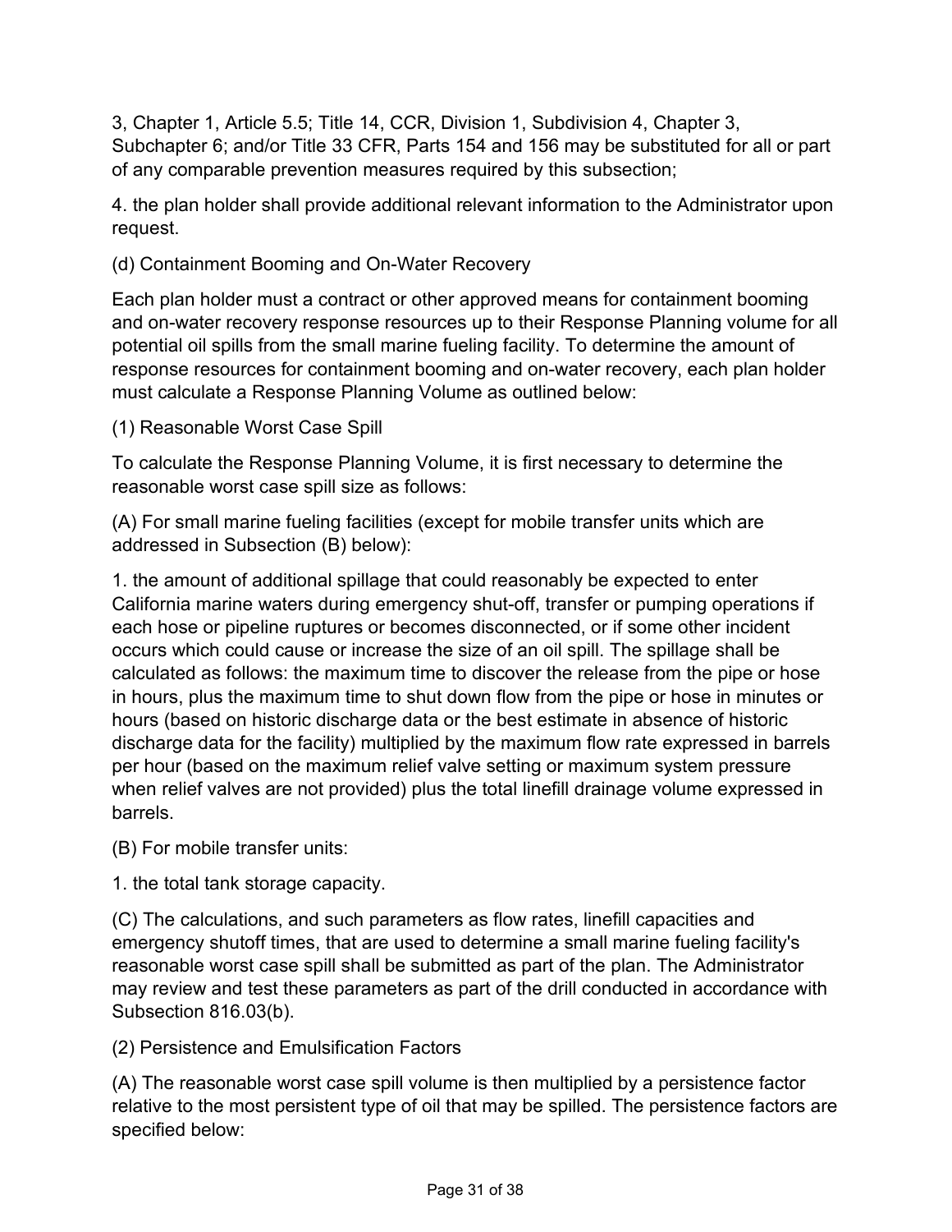3, Chapter 1, Article 5.5; Title 14, CCR, Division 1, Subdivision 4, Chapter 3, Subchapter 6; and/or Title 33 CFR, Parts 154 and 156 may be substituted for all or part of any comparable prevention measures required by this subsection;

4. the plan holder shall provide additional relevant information to the Administrator upon request.

(d) Containment Booming and On-Water Recovery

Each plan holder must a contract or other approved means for containment booming and on-water recovery response resources up to their Response Planning volume for all potential oil spills from the small marine fueling facility. To determine the amount of response resources for containment booming and on-water recovery, each plan holder must calculate a Response Planning Volume as outlined below:

(1) Reasonable Worst Case Spill

To calculate the Response Planning Volume, it is first necessary to determine the reasonable worst case spill size as follows:

(A) For small marine fueling facilities (except for mobile transfer units which are addressed in Subsection (B) below):

1. the amount of additional spillage that could reasonably be expected to enter California marine waters during emergency shut-off, transfer or pumping operations if each hose or pipeline ruptures or becomes disconnected, or if some other incident occurs which could cause or increase the size of an oil spill. The spillage shall be calculated as follows: the maximum time to discover the release from the pipe or hose in hours, plus the maximum time to shut down flow from the pipe or hose in minutes or hours (based on historic discharge data or the best estimate in absence of historic discharge data for the facility) multiplied by the maximum flow rate expressed in barrels per hour (based on the maximum relief valve setting or maximum system pressure when relief valves are not provided) plus the total linefill drainage volume expressed in barrels.

(B) For mobile transfer units:

1. the total tank storage capacity.

(C) The calculations, and such parameters as flow rates, linefill capacities and emergency shutoff times, that are used to determine a small marine fueling facility's reasonable worst case spill shall be submitted as part of the plan. The Administrator may review and test these parameters as part of the drill conducted in accordance with Subsection 816.03(b).

(2) Persistence and Emulsification Factors

(A) The reasonable worst case spill volume is then multiplied by a persistence factor relative to the most persistent type of oil that may be spilled. The persistence factors are specified below: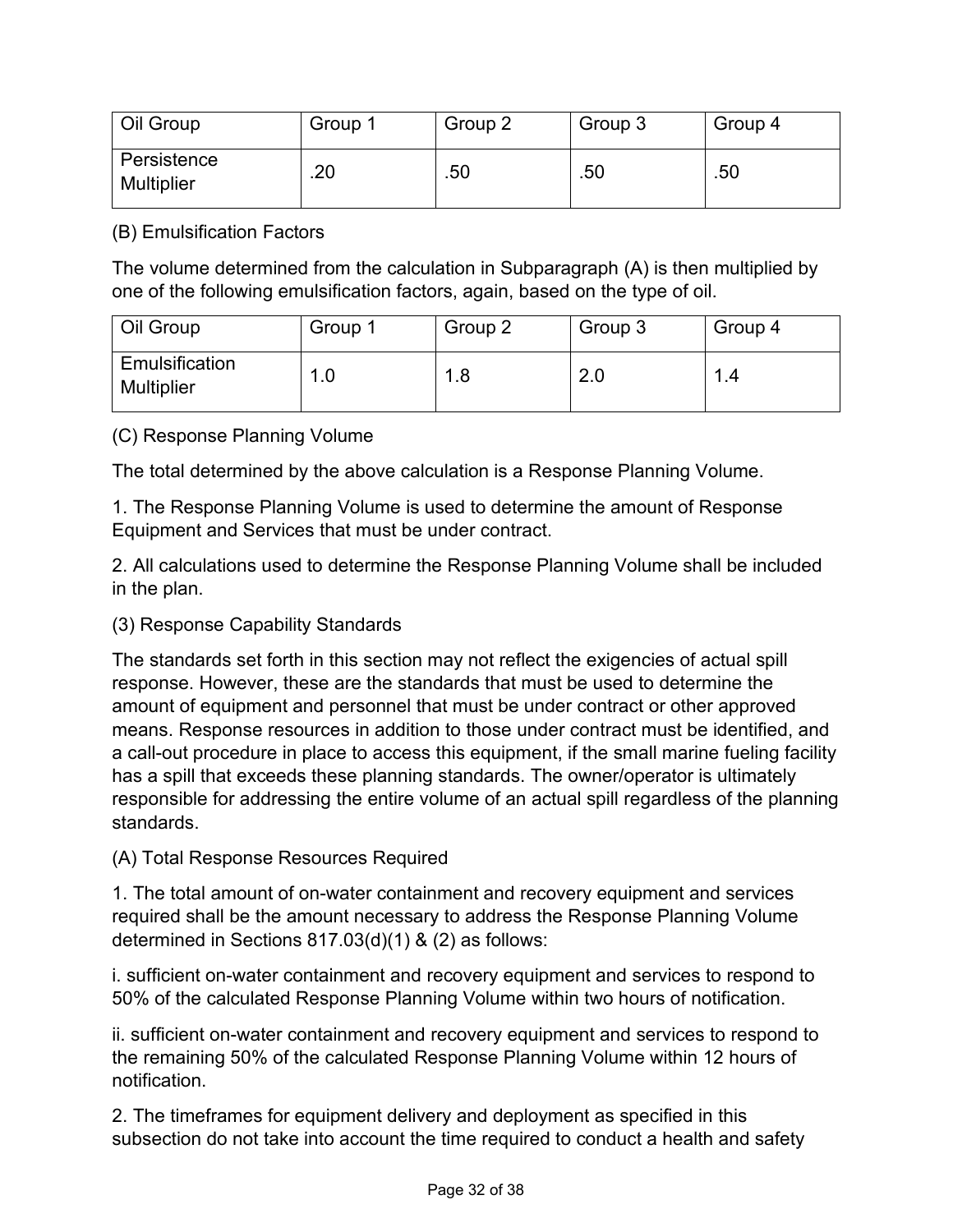| Oil Group | Group 1 | Group 2 | Group 3 | Group 4 |
|---|---|---|---|---|
| Persistence Multiplier | .20 | .50 | .50 | .50 |

(B) Emulsification Factors

The volume determined from the calculation in Subparagraph (A) is then multiplied by one of the following emulsification factors, again, based on the type of oil.

| Oil Group | Group 1 | Group 2 | Group 3 | Group 4 |
|---|---|---|---|---|
| Emulsification Multiplier | 1.0 | 1.8 | 2.0 | 1.4 |

(C) Response Planning Volume

The total determined by the above calculation is a Response Planning Volume.

1. The Response Planning Volume is used to determine the amount of Response Equipment and Services that must be under contract.

2. All calculations used to determine the Response Planning Volume shall be included in the plan.

(3) Response Capability Standards

The standards set forth in this section may not reflect the exigencies of actual spill response. However, these are the standards that must be used to determine the amount of equipment and personnel that must be under contract or other approved means. Response resources in addition to those under contract must be identified, and a call-out procedure in place to access this equipment, if the small marine fueling facility has a spill that exceeds these planning standards. The owner/operator is ultimately responsible for addressing the entire volume of an actual spill regardless of the planning standards.

(A) Total Response Resources Required

1. The total amount of on-water containment and recovery equipment and services required shall be the amount necessary to address the Response Planning Volume determined in Sections 817.03(d)(1) & (2) as follows:

i. sufficient on-water containment and recovery equipment and services to respond to 50% of the calculated Response Planning Volume within two hours of notification.

ii. sufficient on-water containment and recovery equipment and services to respond to the remaining 50% of the calculated Response Planning Volume within 12 hours of notification.

2. The timeframes for equipment delivery and deployment as specified in this subsection do not take into account the time required to conduct a health and safety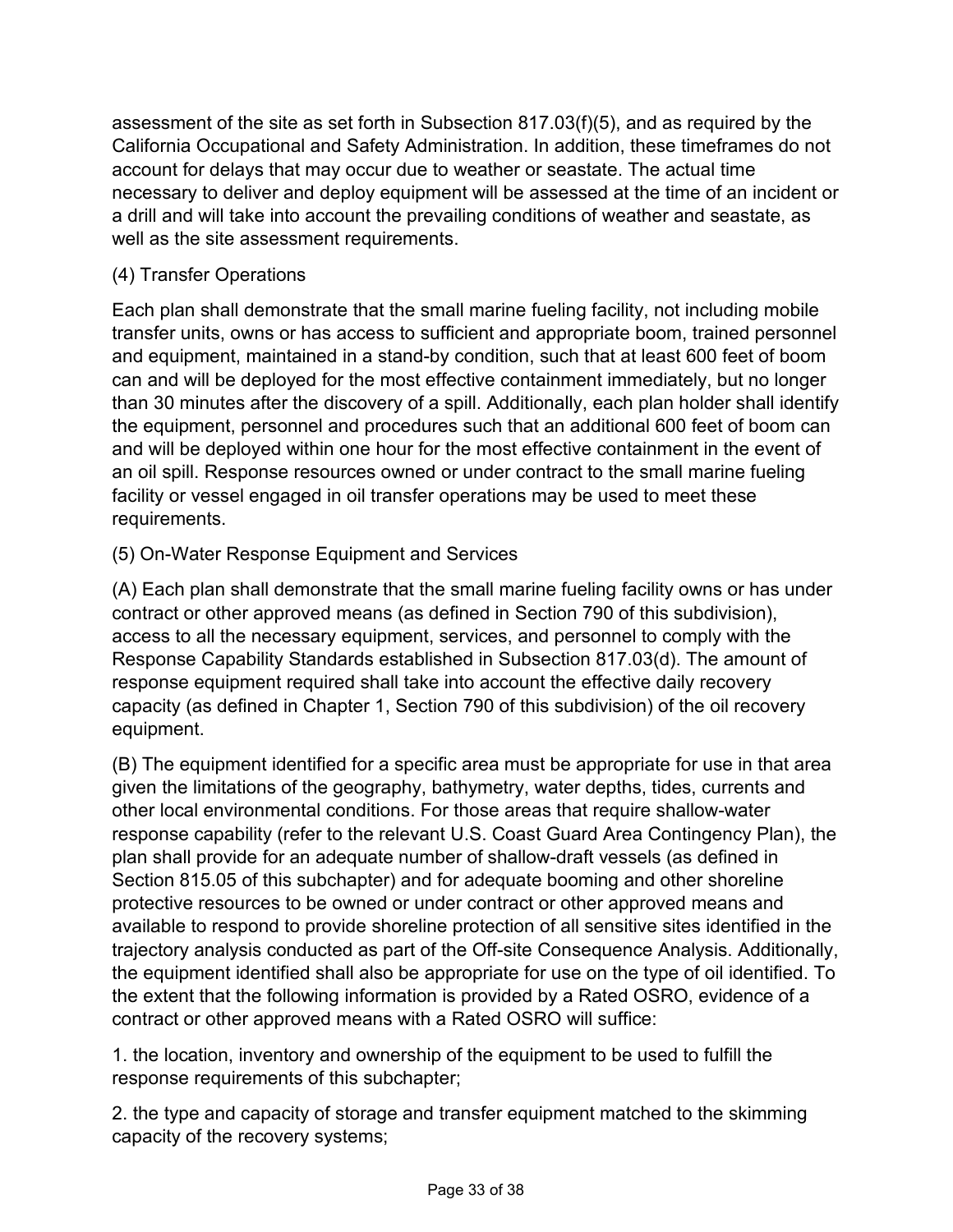assessment of the site as set forth in Subsection 817.03(f)(5), and as required by the California Occupational and Safety Administration. In addition, these timeframes do not account for delays that may occur due to weather or seastate. The actual time necessary to deliver and deploy equipment will be assessed at the time of an incident or a drill and will take into account the prevailing conditions of weather and seastate, as well as the site assessment requirements.

(4) Transfer Operations

Each plan shall demonstrate that the small marine fueling facility, not including mobile transfer units, owns or has access to sufficient and appropriate boom, trained personnel and equipment, maintained in a stand-by condition, such that at least 600 feet of boom can and will be deployed for the most effective containment immediately, but no longer than 30 minutes after the discovery of a spill. Additionally, each plan holder shall identify the equipment, personnel and procedures such that an additional 600 feet of boom can and will be deployed within one hour for the most effective containment in the event of an oil spill. Response resources owned or under contract to the small marine fueling facility or vessel engaged in oil transfer operations may be used to meet these requirements.

(5) On-Water Response Equipment and Services

(A) Each plan shall demonstrate that the small marine fueling facility owns or has under contract or other approved means (as defined in Section 790 of this subdivision), access to all the necessary equipment, services, and personnel to comply with the Response Capability Standards established in Subsection 817.03(d). The amount of response equipment required shall take into account the effective daily recovery capacity (as defined in Chapter 1, Section 790 of this subdivision) of the oil recovery equipment.

(B) The equipment identified for a specific area must be appropriate for use in that area given the limitations of the geography, bathymetry, water depths, tides, currents and other local environmental conditions. For those areas that require shallow-water response capability (refer to the relevant U.S. Coast Guard Area Contingency Plan), the plan shall provide for an adequate number of shallow-draft vessels (as defined in Section 815.05 of this subchapter) and for adequate booming and other shoreline protective resources to be owned or under contract or other approved means and available to respond to provide shoreline protection of all sensitive sites identified in the trajectory analysis conducted as part of the Off-site Consequence Analysis. Additionally, the equipment identified shall also be appropriate for use on the type of oil identified. To the extent that the following information is provided by a Rated OSRO, evidence of a contract or other approved means with a Rated OSRO will suffice:

1. the location, inventory and ownership of the equipment to be used to fulfill the response requirements of this subchapter;

2. the type and capacity of storage and transfer equipment matched to the skimming capacity of the recovery systems;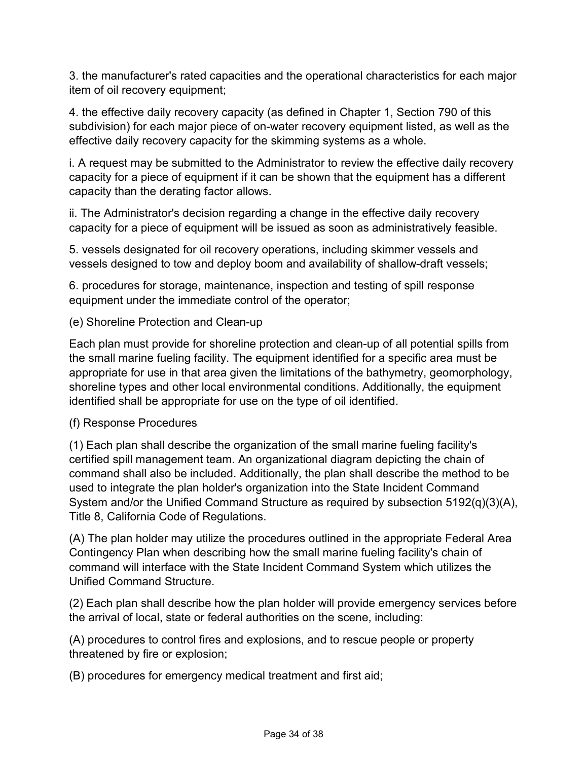3. the manufacturer's rated capacities and the operational characteristics for each major item of oil recovery equipment;

4. the effective daily recovery capacity (as defined in Chapter 1, Section 790 of this subdivision) for each major piece of on-water recovery equipment listed, as well as the effective daily recovery capacity for the skimming systems as a whole.

i. A request may be submitted to the Administrator to review the effective daily recovery capacity for a piece of equipment if it can be shown that the equipment has a different capacity than the derating factor allows.

ii. The Administrator's decision regarding a change in the effective daily recovery capacity for a piece of equipment will be issued as soon as administratively feasible.

5. vessels designated for oil recovery operations, including skimmer vessels and vessels designed to tow and deploy boom and availability of shallow-draft vessels;

6. procedures for storage, maintenance, inspection and testing of spill response equipment under the immediate control of the operator;

(e) Shoreline Protection and Clean-up

Each plan must provide for shoreline protection and clean-up of all potential spills from the small marine fueling facility. The equipment identified for a specific area must be appropriate for use in that area given the limitations of the bathymetry, geomorphology, shoreline types and other local environmental conditions. Additionally, the equipment identified shall be appropriate for use on the type of oil identified.

(f) Response Procedures

(1) Each plan shall describe the organization of the small marine fueling facility's certified spill management team. An organizational diagram depicting the chain of command shall also be included. Additionally, the plan shall describe the method to be used to integrate the plan holder's organization into the State Incident Command System and/or the Unified Command Structure as required by subsection 5192(q)(3)(A), Title 8, California Code of Regulations.

(A) The plan holder may utilize the procedures outlined in the appropriate Federal Area Contingency Plan when describing how the small marine fueling facility's chain of command will interface with the State Incident Command System which utilizes the Unified Command Structure.

(2) Each plan shall describe how the plan holder will provide emergency services before the arrival of local, state or federal authorities on the scene, including:

(A) procedures to control fires and explosions, and to rescue people or property threatened by fire or explosion;

(B) procedures for emergency medical treatment and first aid;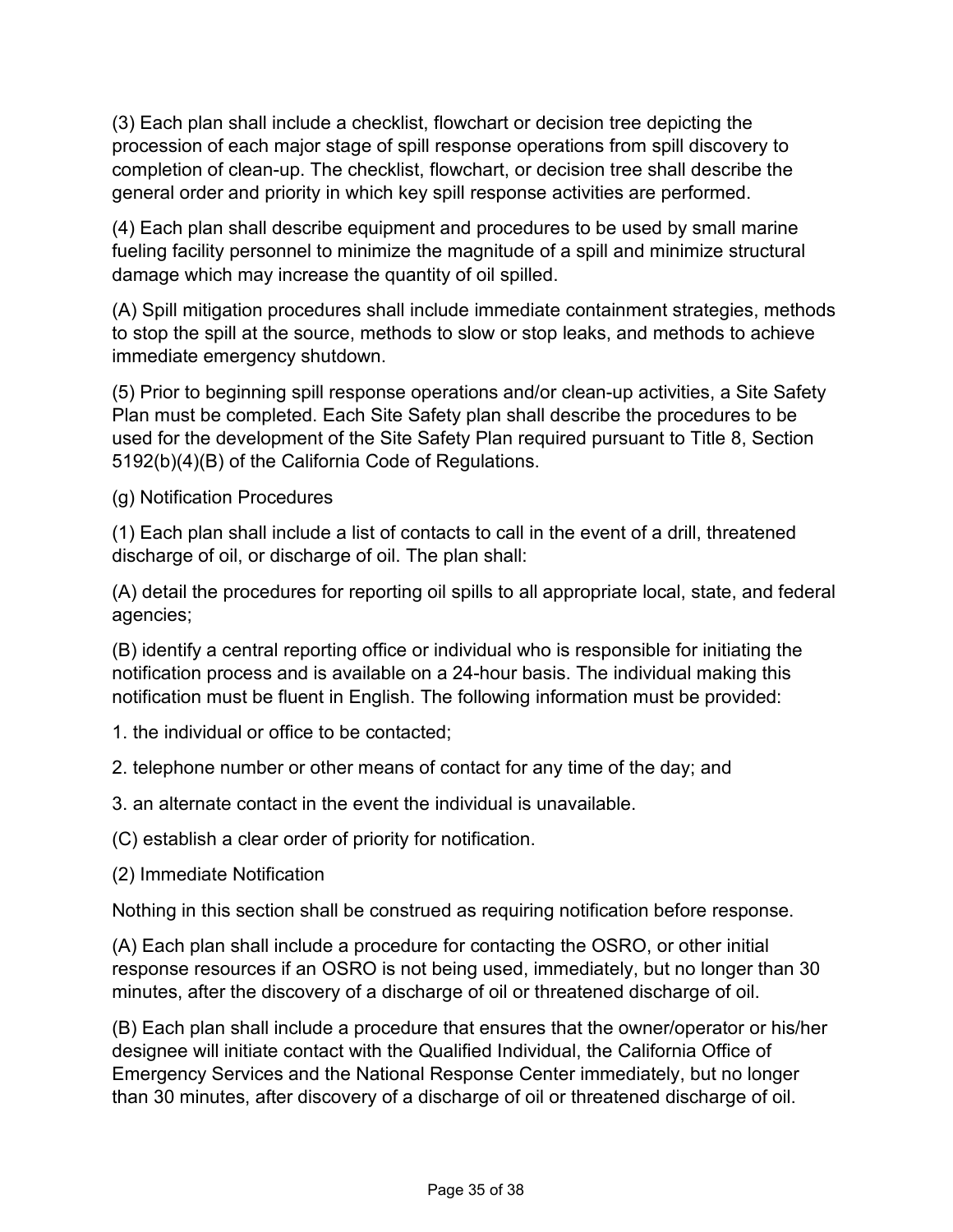(3) Each plan shall include a checklist, flowchart or decision tree depicting the procession of each major stage of spill response operations from spill discovery to completion of clean-up. The checklist, flowchart, or decision tree shall describe the general order and priority in which key spill response activities are performed.

(4) Each plan shall describe equipment and procedures to be used by small marine fueling facility personnel to minimize the magnitude of a spill and minimize structural damage which may increase the quantity of oil spilled.

(A) Spill mitigation procedures shall include immediate containment strategies, methods to stop the spill at the source, methods to slow or stop leaks, and methods to achieve immediate emergency shutdown.

(5) Prior to beginning spill response operations and/or clean-up activities, a Site Safety Plan must be completed. Each Site Safety plan shall describe the procedures to be used for the development of the Site Safety Plan required pursuant to Title 8, Section 5192(b)(4)(B) of the California Code of Regulations.

(g) Notification Procedures

(1) Each plan shall include a list of contacts to call in the event of a drill, threatened discharge of oil, or discharge of oil. The plan shall:

(A) detail the procedures for reporting oil spills to all appropriate local, state, and federal agencies;

(B) identify a central reporting office or individual who is responsible for initiating the notification process and is available on a 24-hour basis. The individual making this notification must be fluent in English. The following information must be provided:

1. the individual or office to be contacted;

2. telephone number or other means of contact for any time of the day; and

3. an alternate contact in the event the individual is unavailable.

(C) establish a clear order of priority for notification.

(2) Immediate Notification

Nothing in this section shall be construed as requiring notification before response.

(A) Each plan shall include a procedure for contacting the OSRO, or other initial response resources if an OSRO is not being used, immediately, but no longer than 30 minutes, after the discovery of a discharge of oil or threatened discharge of oil.

(B) Each plan shall include a procedure that ensures that the owner/operator or his/her designee will initiate contact with the Qualified Individual, the California Office of Emergency Services and the National Response Center immediately, but no longer than 30 minutes, after discovery of a discharge of oil or threatened discharge of oil.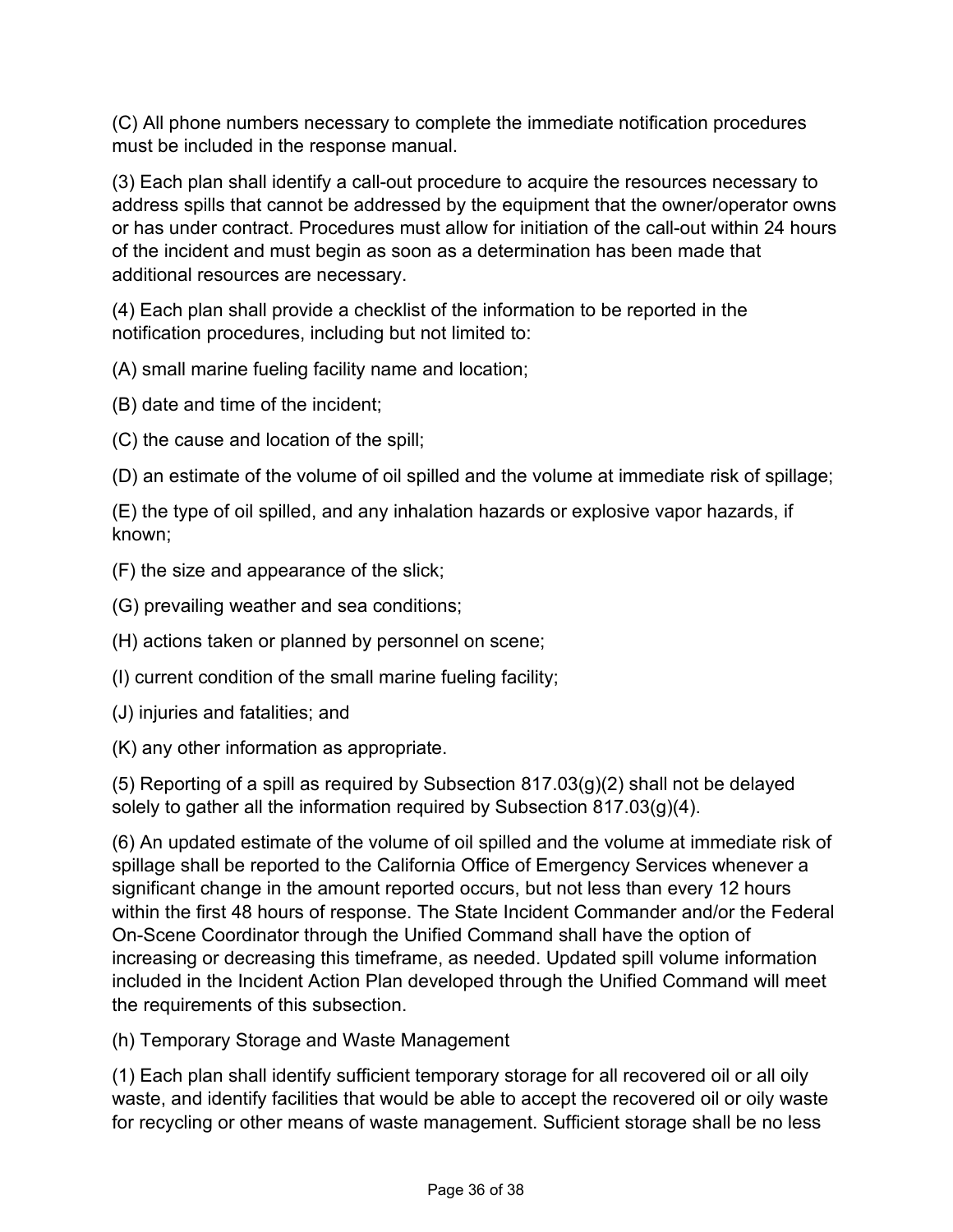(C) All phone numbers necessary to complete the immediate notification procedures must be included in the response manual.

(3) Each plan shall identify a call-out procedure to acquire the resources necessary to address spills that cannot be addressed by the equipment that the owner/operator owns or has under contract. Procedures must allow for initiation of the call-out within 24 hours of the incident and must begin as soon as a determination has been made that additional resources are necessary.

(4) Each plan shall provide a checklist of the information to be reported in the notification procedures, including but not limited to:

(A) small marine fueling facility name and location;

(B) date and time of the incident;

(C) the cause and location of the spill;

(D) an estimate of the volume of oil spilled and the volume at immediate risk of spillage;

(E) the type of oil spilled, and any inhalation hazards or explosive vapor hazards, if known;

(F) the size and appearance of the slick;

(G) prevailing weather and sea conditions;

(H) actions taken or planned by personnel on scene;

(I) current condition of the small marine fueling facility;

(J) injuries and fatalities; and

(K) any other information as appropriate.

(5) Reporting of a spill as required by Subsection 817.03(g)(2) shall not be delayed solely to gather all the information required by Subsection 817.03(g)(4).

(6) An updated estimate of the volume of oil spilled and the volume at immediate risk of spillage shall be reported to the California Office of Emergency Services whenever a significant change in the amount reported occurs, but not less than every 12 hours within the first 48 hours of response. The State Incident Commander and/or the Federal On-Scene Coordinator through the Unified Command shall have the option of increasing or decreasing this timeframe, as needed. Updated spill volume information included in the Incident Action Plan developed through the Unified Command will meet the requirements of this subsection.

(h) Temporary Storage and Waste Management

(1) Each plan shall identify sufficient temporary storage for all recovered oil or all oily waste, and identify facilities that would be able to accept the recovered oil or oily waste for recycling or other means of waste management. Sufficient storage shall be no less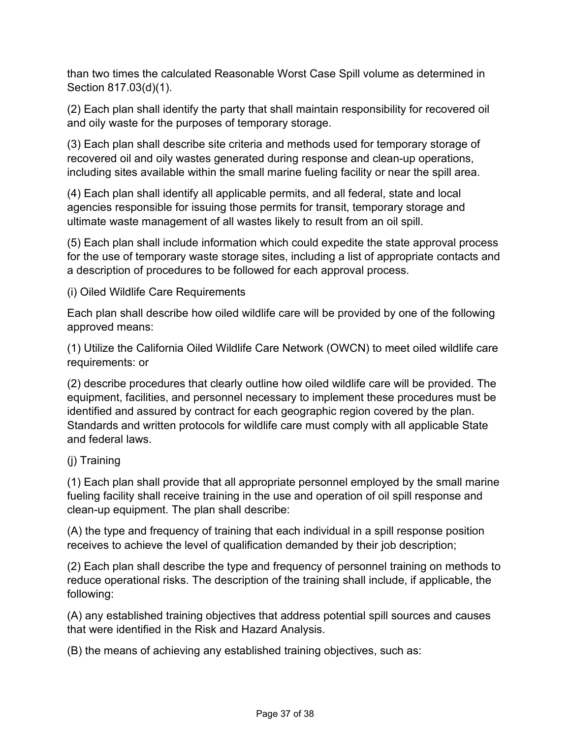than two times the calculated Reasonable Worst Case Spill volume as determined in Section 817.03(d)(1).

(2) Each plan shall identify the party that shall maintain responsibility for recovered oil and oily waste for the purposes of temporary storage.

(3) Each plan shall describe site criteria and methods used for temporary storage of recovered oil and oily wastes generated during response and clean-up operations, including sites available within the small marine fueling facility or near the spill area.

(4) Each plan shall identify all applicable permits, and all federal, state and local agencies responsible for issuing those permits for transit, temporary storage and ultimate waste management of all wastes likely to result from an oil spill.

(5) Each plan shall include information which could expedite the state approval process for the use of temporary waste storage sites, including a list of appropriate contacts and a description of procedures to be followed for each approval process.

(i) Oiled Wildlife Care Requirements

Each plan shall describe how oiled wildlife care will be provided by one of the following approved means:

(1) Utilize the California Oiled Wildlife Care Network (OWCN) to meet oiled wildlife care requirements: or

(2) describe procedures that clearly outline how oiled wildlife care will be provided. The equipment, facilities, and personnel necessary to implement these procedures must be identified and assured by contract for each geographic region covered by the plan. Standards and written protocols for wildlife care must comply with all applicable State and federal laws.

(j) Training

(1) Each plan shall provide that all appropriate personnel employed by the small marine fueling facility shall receive training in the use and operation of oil spill response and clean-up equipment. The plan shall describe:

(A) the type and frequency of training that each individual in a spill response position receives to achieve the level of qualification demanded by their job description;

(2) Each plan shall describe the type and frequency of personnel training on methods to reduce operational risks. The description of the training shall include, if applicable, the following:

(A) any established training objectives that address potential spill sources and causes that were identified in the Risk and Hazard Analysis.

(B) the means of achieving any established training objectives, such as: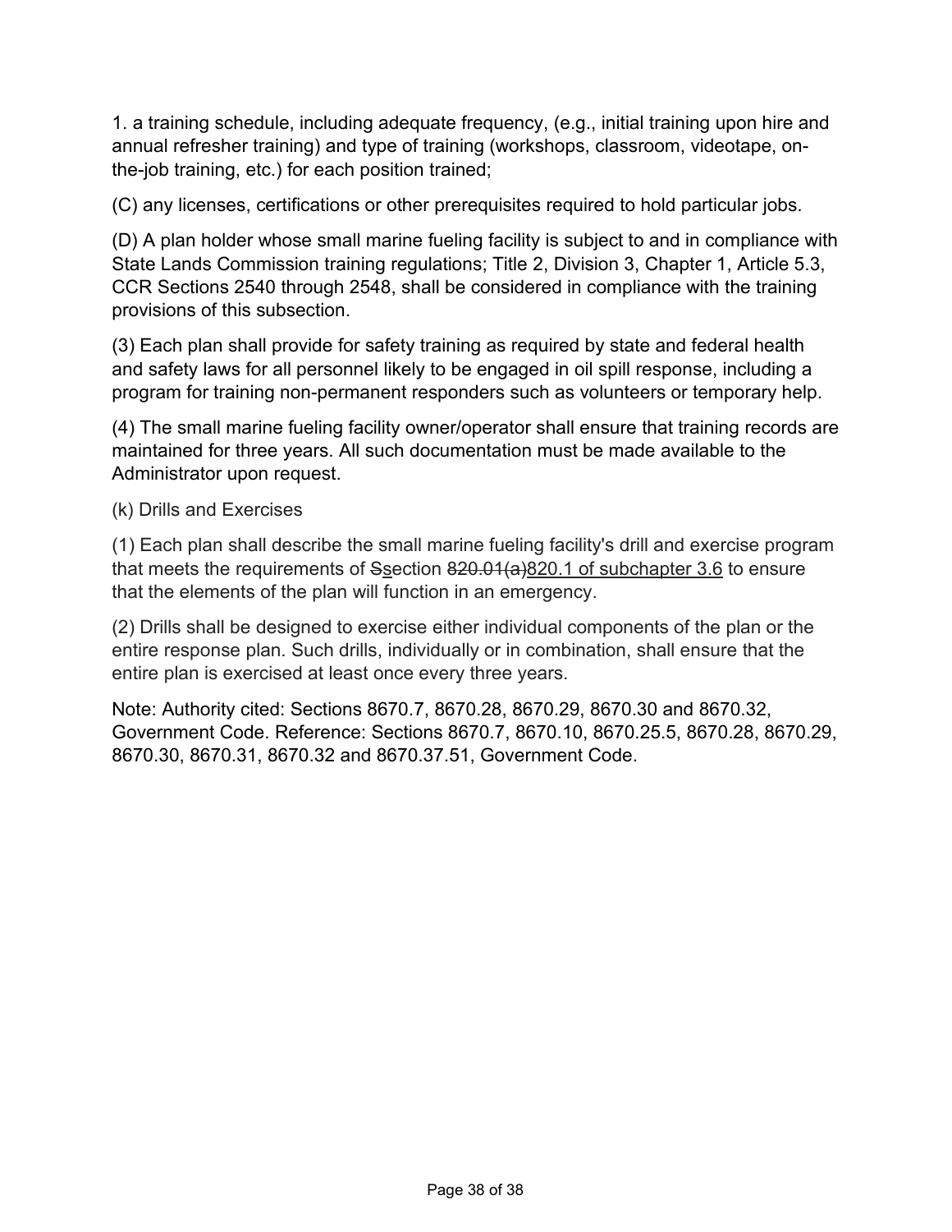1. a training schedule, including adequate frequency, (e.g., initial training upon hire and annual refresher training) and type of training (workshops, classroom, videotape, on-the-job training, etc.) for each position trained;

(C) any licenses, certifications or other prerequisites required to hold particular jobs.

(D) A plan holder whose small marine fueling facility is subject to and in compliance with State Lands Commission training regulations; Title 2, Division 3, Chapter 1, Article 5.3, CCR Sections 2540 through 2548, shall be considered in compliance with the training provisions of this subsection.

(3) Each plan shall provide for safety training as required by state and federal health and safety laws for all personnel likely to be engaged in oil spill response, including a program for training non-permanent responders such as volunteers or temporary help.

(4) The small marine fueling facility owner/operator shall ensure that training records are maintained for three years. All such documentation must be made available to the Administrator upon request.

(k) Drills and Exercises

(1) Each plan shall describe the small marine fueling facility's drill and exercise program that meets the requirements of ~~S~~<u>s</u>ection ~~820.01(a)~~<u>820.1 of subchapter 3.6</u> to ensure that the elements of the plan will function in an emergency.

(2) Drills shall be designed to exercise either individual components of the plan or the entire response plan. Such drills, individually or in combination, shall ensure that the entire plan is exercised at least once every three years.

Note: Authority cited: Sections 8670.7, 8670.28, 8670.29, 8670.30 and 8670.32, Government Code. Reference: Sections 8670.7, 8670.10, 8670.25.5, 8670.28, 8670.29, 8670.30, 8670.31, 8670.32 and 8670.37.51, Government Code.